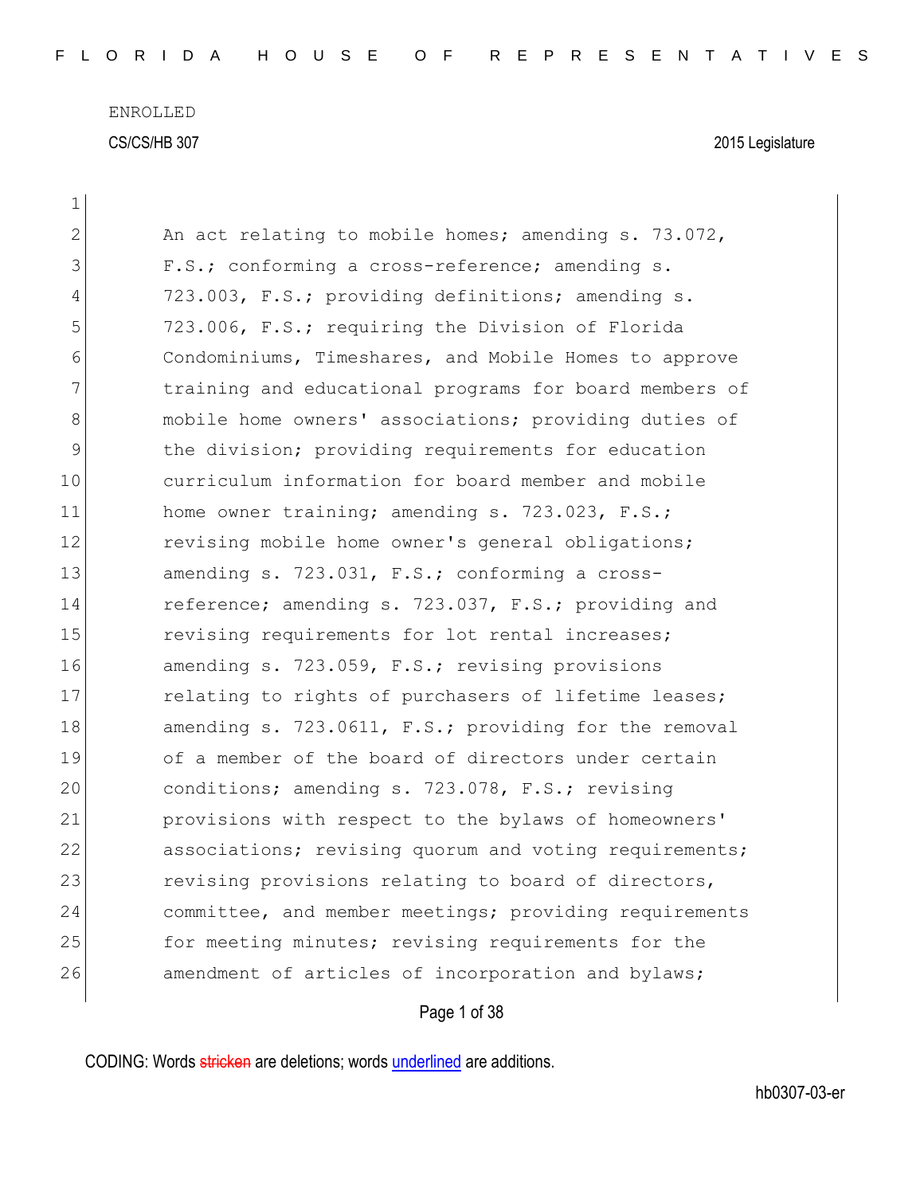ENROLLED

CS/CS/HB 307 2015 Legislature

An act relating to mobile homes; amending s. 73.072, F.S.; conforming a cross-reference; amending s. 723.003, F.S.; providing definitions; amending s. 723.006, F.S.; requiring the Division of Florida Condominiums, Timeshares, and Mobile Homes to approve training and educational programs for board members of mobile home owners' associations; providing duties of the division; providing requirements for education curriculum information for board member and mobile home owner training; amending s. 723.023, F.S.; revising mobile home owner's general obligations; amending s. 723.031, F.S.; conforming a cross-reference; amending s. 723.037, F.S.; providing and revising requirements for lot rental increases; amending s. 723.059, F.S.; revising provisions relating to rights of purchasers of lifetime leases; amending s. 723.0611, F.S.; providing for the removal of a member of the board of directors under certain conditions; amending s. 723.078, F.S.; revising provisions with respect to the bylaws of homeowners' associations; revising quorum and voting requirements; revising provisions relating to board of directors, committee, and member meetings; providing requirements for meeting minutes; revising requirements for the amendment of articles of incorporation and bylaws;

CODING: Words stricken are deletions; words underlined are additions.

hb0307-03-er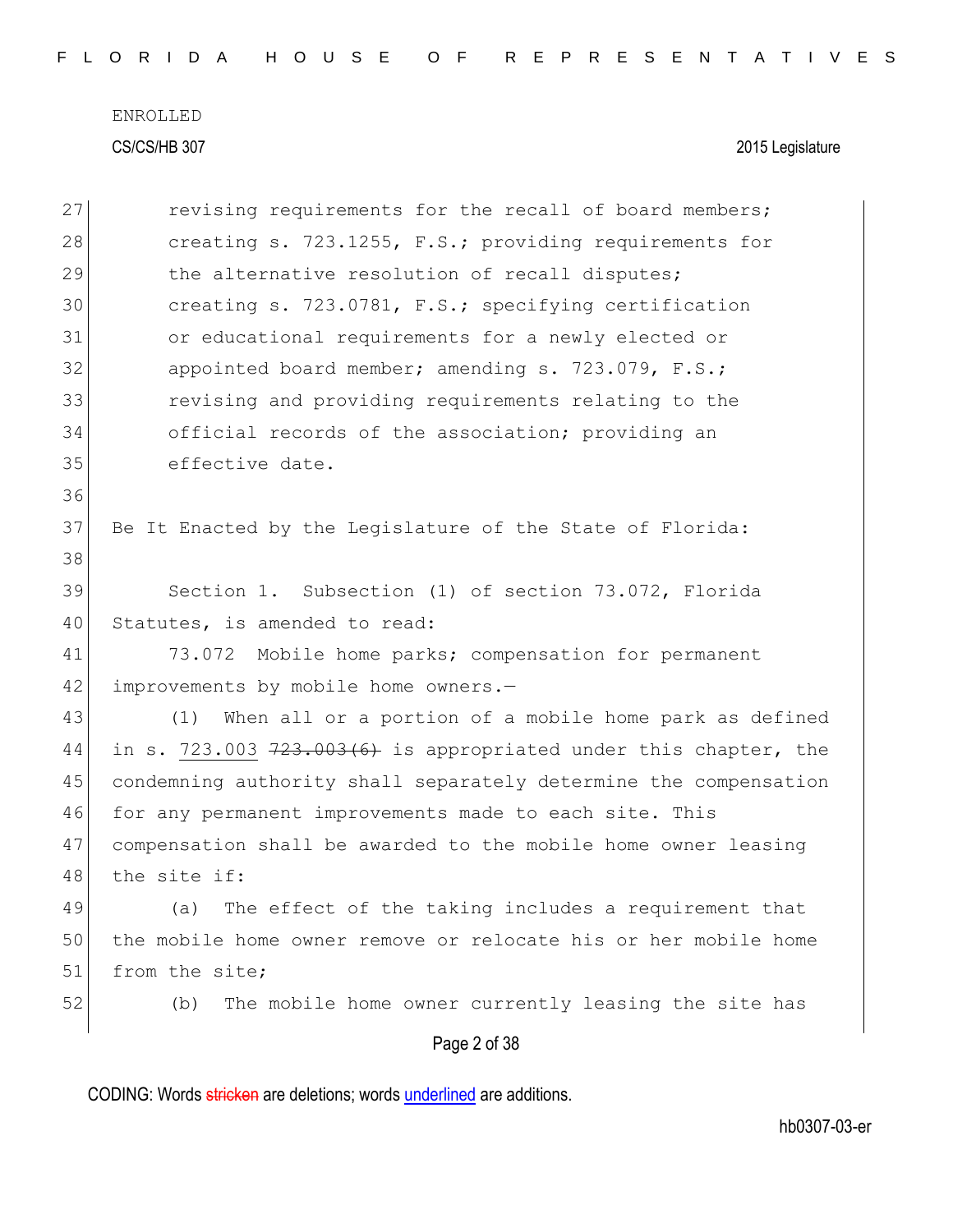revising requirements for the recall of board members; creating s. 723.1255, F.S.; providing requirements for the alternative resolution of recall disputes; creating s. 723.0781, F.S.; specifying certification or educational requirements for a newly elected or appointed board member; amending s. 723.079, F.S.; revising and providing requirements relating to the official records of the association; providing an effective date.

Be It Enacted by the Legislature of the State of Florida:

Section 1. Subsection (1) of section 73.072, Florida Statutes, is amended to read:

73.072 Mobile home parks; compensation for permanent improvements by mobile home owners.—

(1) When all or a portion of a mobile home park as defined in s. <u>723.003</u> ~~723.003(6)~~ is appropriated under this chapter, the condemning authority shall separately determine the compensation for any permanent improvements made to each site. This compensation shall be awarded to the mobile home owner leasing the site if:

(a) The effect of the taking includes a requirement that the mobile home owner remove or relocate his or her mobile home from the site;

(b) The mobile home owner currently leasing the site has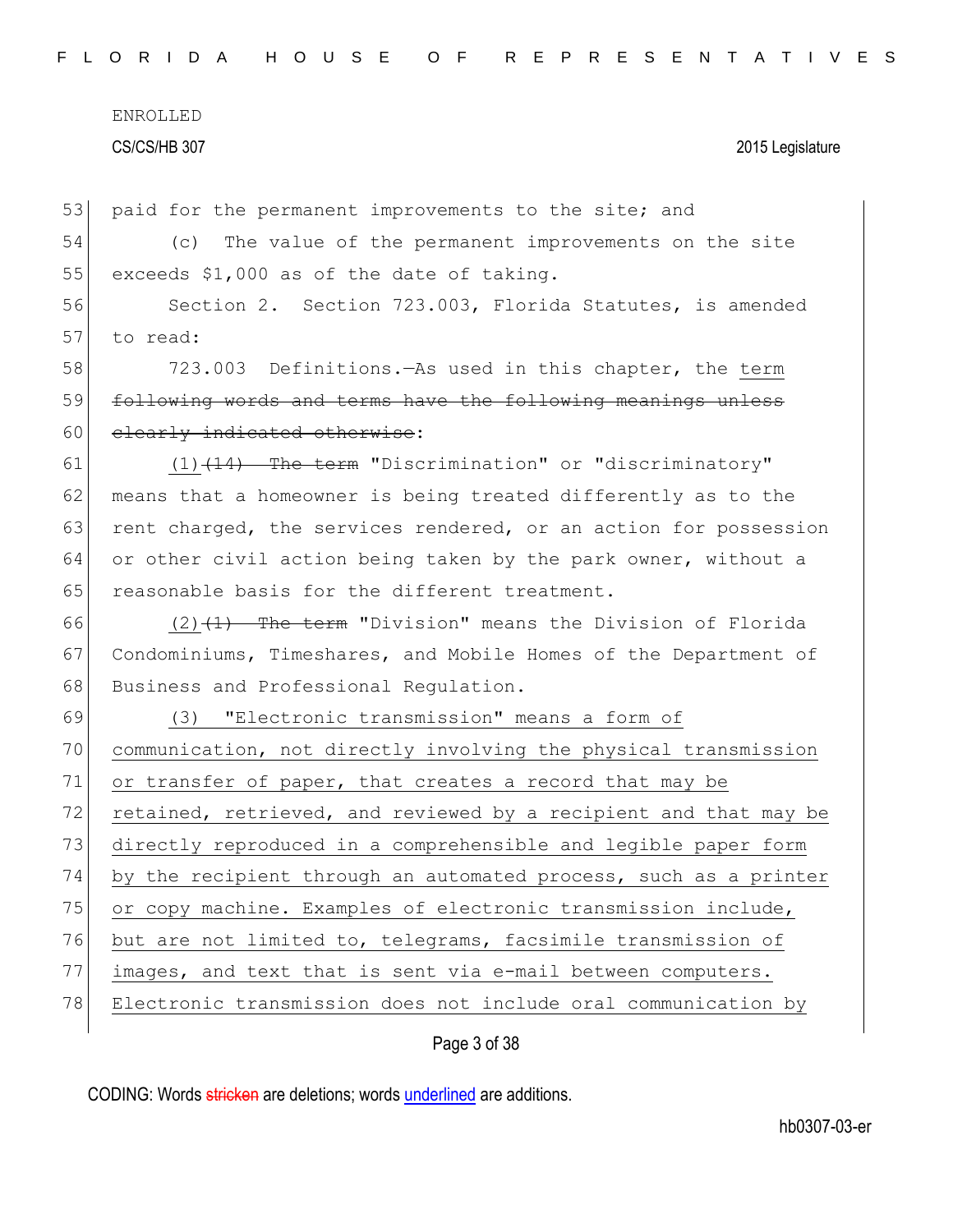paid for the permanent improvements to the site; and

(c) The value of the permanent improvements on the site exceeds $1,000 as of the date of taking.

Section 2. Section 723.003, Florida Statutes, is amended to read:

723.003 Definitions.—As used in this chapter, the term ~~following words and terms have the following meanings unless clearly indicated otherwise~~:

(1) ~~(14) The term~~ "Discrimination" or "discriminatory" means that a homeowner is being treated differently as to the rent charged, the services rendered, or an action for possession or other civil action being taken by the park owner, without a reasonable basis for the different treatment.

(2) ~~(1) The term~~ "Division" means the Division of Florida Condominiums, Timeshares, and Mobile Homes of the Department of Business and Professional Regulation.

(3) "Electronic transmission" means a form of communication, not directly involving the physical transmission or transfer of paper, that creates a record that may be retained, retrieved, and reviewed by a recipient and that may be directly reproduced in a comprehensible and legible paper form by the recipient through an automated process, such as a printer or copy machine. Examples of electronic transmission include, but are not limited to, telegrams, facsimile transmission of images, and text that is sent via e-mail between computers. Electronic transmission does not include oral communication by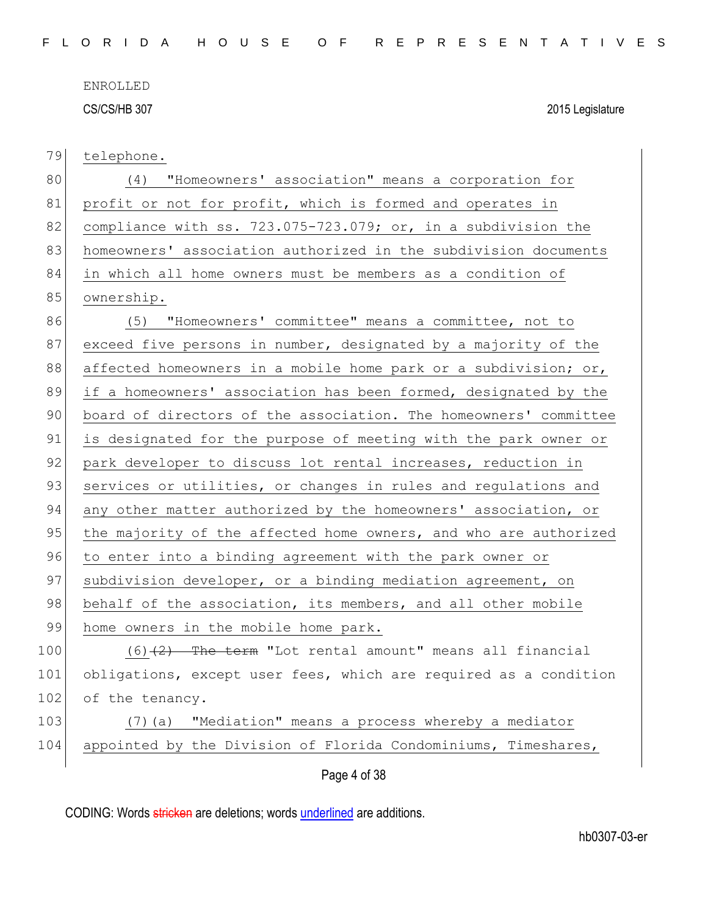79 telephone.

80 (4) "Homeowners' association" means a corporation for
81 profit or not for profit, which is formed and operates in
82 compliance with ss. 723.075-723.079; or, in a subdivision the
83 homeowners' association authorized in the subdivision documents
84 in which all home owners must be members as a condition of
85 ownership.

86 (5) "Homeowners' committee" means a committee, not to
87 exceed five persons in number, designated by a majority of the
88 affected homeowners in a mobile home park or a subdivision; or,
89 if a homeowners' association has been formed, designated by the
90 board of directors of the association. The homeowners' committee
91 is designated for the purpose of meeting with the park owner or
92 park developer to discuss lot rental increases, reduction in
93 services or utilities, or changes in rules and regulations and
94 any other matter authorized by the homeowners' association, or
95 the majority of the affected home owners, and who are authorized
96 to enter into a binding agreement with the park owner or
97 subdivision developer, or a binding mediation agreement, on
98 behalf of the association, its members, and all other mobile
99 home owners in the mobile home park.

100 (6) ~~(2) The term~~ "Lot rental amount" means all financial
101 obligations, except user fees, which are required as a condition
102 of the tenancy.

103 (7)(a) "Mediation" means a process whereby a mediator
104 appointed by the Division of Florida Condominiums, Timeshares,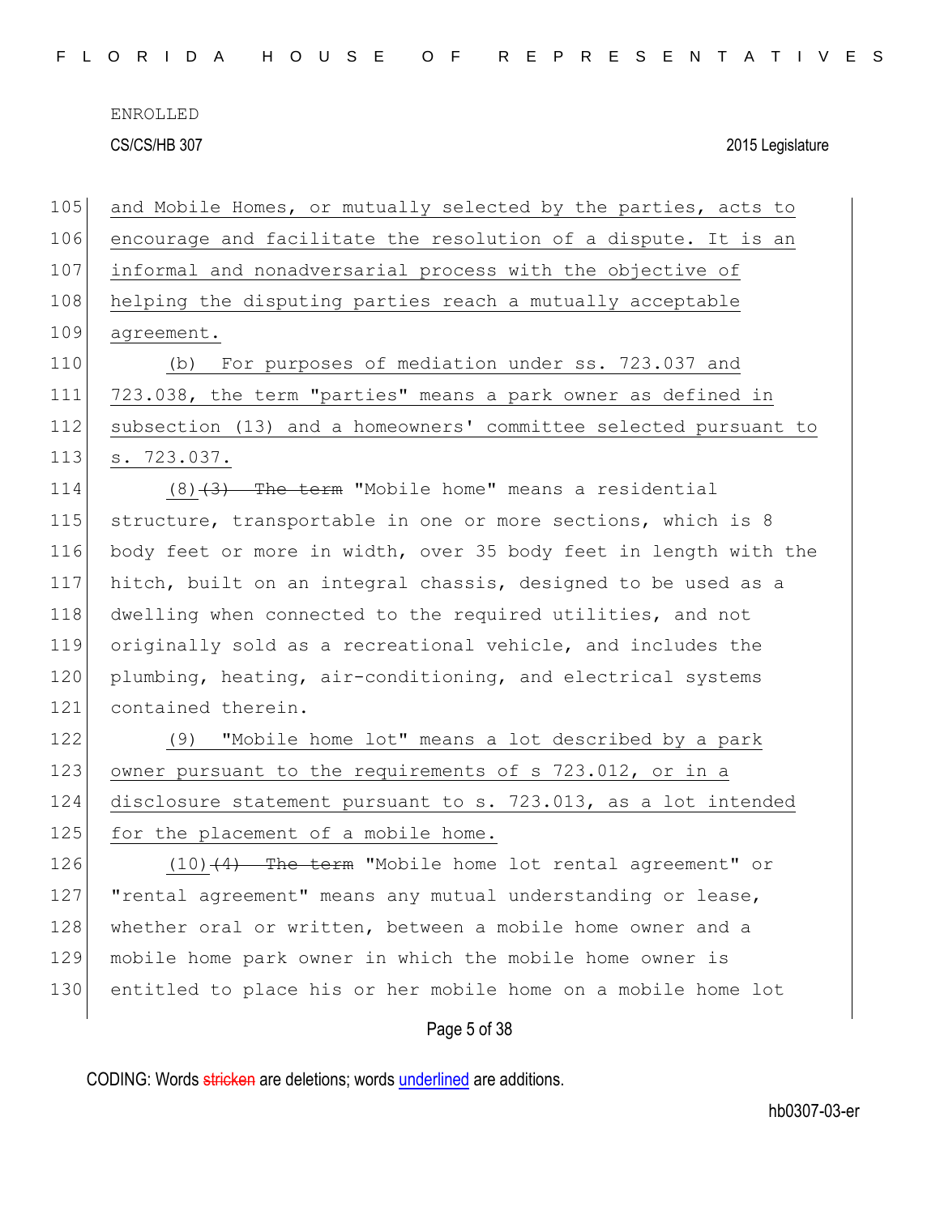and Mobile Homes, or mutually selected by the parties, acts to encourage and facilitate the resolution of a dispute. It is an informal and nonadversarial process with the objective of helping the disputing parties reach a mutually acceptable agreement.

(b) For purposes of mediation under ss. 723.037 and 723.038, the term "parties" means a park owner as defined in subsection (13) and a homeowners' committee selected pursuant to s. 723.037.

(8) ~~(3) The term~~ "Mobile home" means a residential structure, transportable in one or more sections, which is 8 body feet or more in width, over 35 body feet in length with the hitch, built on an integral chassis, designed to be used as a dwelling when connected to the required utilities, and not originally sold as a recreational vehicle, and includes the plumbing, heating, air-conditioning, and electrical systems contained therein.

(9) "Mobile home lot" means a lot described by a park owner pursuant to the requirements of s 723.012, or in a disclosure statement pursuant to s. 723.013, as a lot intended for the placement of a mobile home.

(10) ~~(4) The term~~ "Mobile home lot rental agreement" or "rental agreement" means any mutual understanding or lease, whether oral or written, between a mobile home owner and a mobile home park owner in which the mobile home owner is entitled to place his or her mobile home on a mobile home lot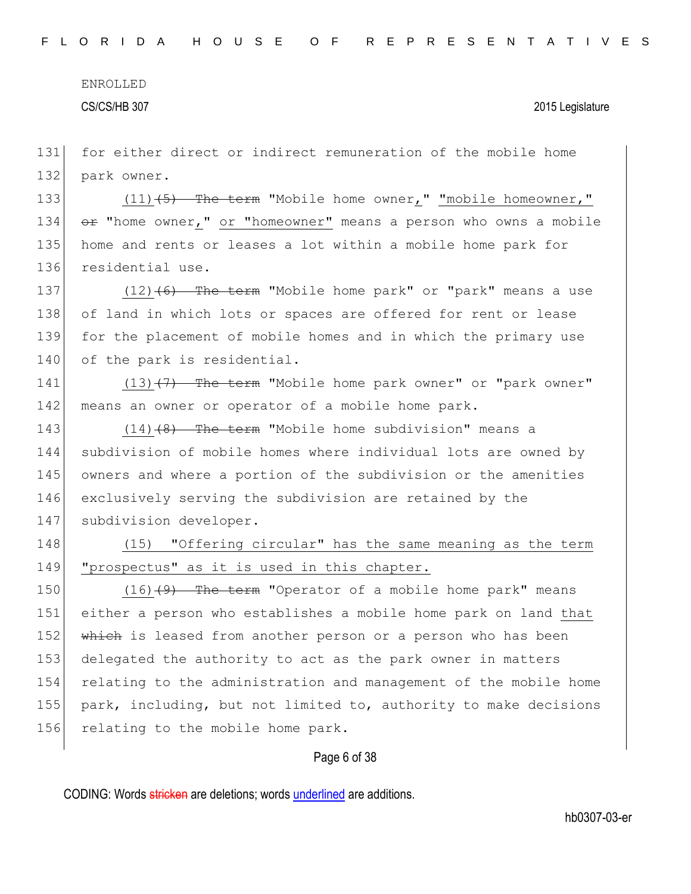for either direct or indirect remuneration of the mobile home park owner.

(11) ~~(5) The term~~ "Mobile home owner," "mobile homeowner," ~~or~~ "home owner," or "homeowner" means a person who owns a mobile home and rents or leases a lot within a mobile home park for residential use.

(12) ~~(6) The term~~ "Mobile home park" or "park" means a use of land in which lots or spaces are offered for rent or lease for the placement of mobile homes and in which the primary use of the park is residential.

(13) ~~(7) The term~~ "Mobile home park owner" or "park owner" means an owner or operator of a mobile home park.

(14) ~~(8) The term~~ "Mobile home subdivision" means a subdivision of mobile homes where individual lots are owned by owners and where a portion of the subdivision or the amenities exclusively serving the subdivision are retained by the subdivision developer.

(15) "Offering circular" has the same meaning as the term "prospectus" as it is used in this chapter.

(16) ~~(9) The term~~ "Operator of a mobile home park" means either a person who establishes a mobile home park on land that ~~which~~ is leased from another person or a person who has been delegated the authority to act as the park owner in matters relating to the administration and management of the mobile home park, including, but not limited to, authority to make decisions relating to the mobile home park.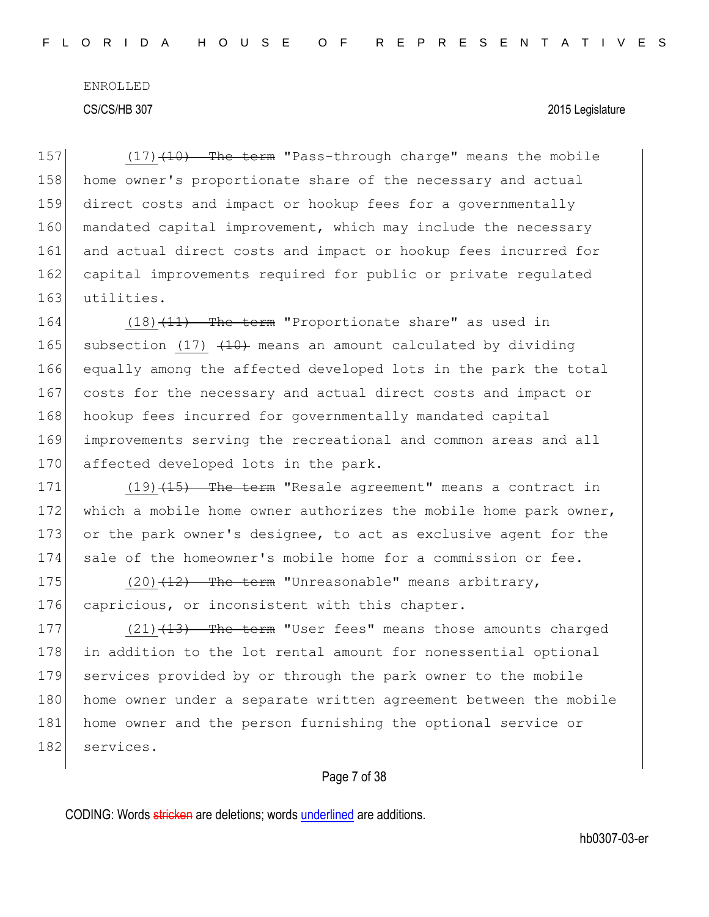157 (17)~~(10) The term~~ "Pass-through charge" means the mobile
158 home owner's proportionate share of the necessary and actual
159 direct costs and impact or hookup fees for a governmentally
160 mandated capital improvement, which may include the necessary
161 and actual direct costs and impact or hookup fees incurred for
162 capital improvements required for public or private regulated
163 utilities.

164 (18)~~(11) The term~~ "Proportionate share" as used in
165 subsection (17) ~~(10)~~ means an amount calculated by dividing
166 equally among the affected developed lots in the park the total
167 costs for the necessary and actual direct costs and impact or
168 hookup fees incurred for governmentally mandated capital
169 improvements serving the recreational and common areas and all
170 affected developed lots in the park.

171 (19)~~(15) The term~~ "Resale agreement" means a contract in
172 which a mobile home owner authorizes the mobile home park owner,
173 or the park owner's designee, to act as exclusive agent for the
174 sale of the homeowner's mobile home for a commission or fee.

175 (20)~~(12) The term~~ "Unreasonable" means arbitrary,
176 capricious, or inconsistent with this chapter.

177 (21)~~(13) The term~~ "User fees" means those amounts charged
178 in addition to the lot rental amount for nonessential optional
179 services provided by or through the park owner to the mobile
180 home owner under a separate written agreement between the mobile
181 home owner and the person furnishing the optional service or
182 services.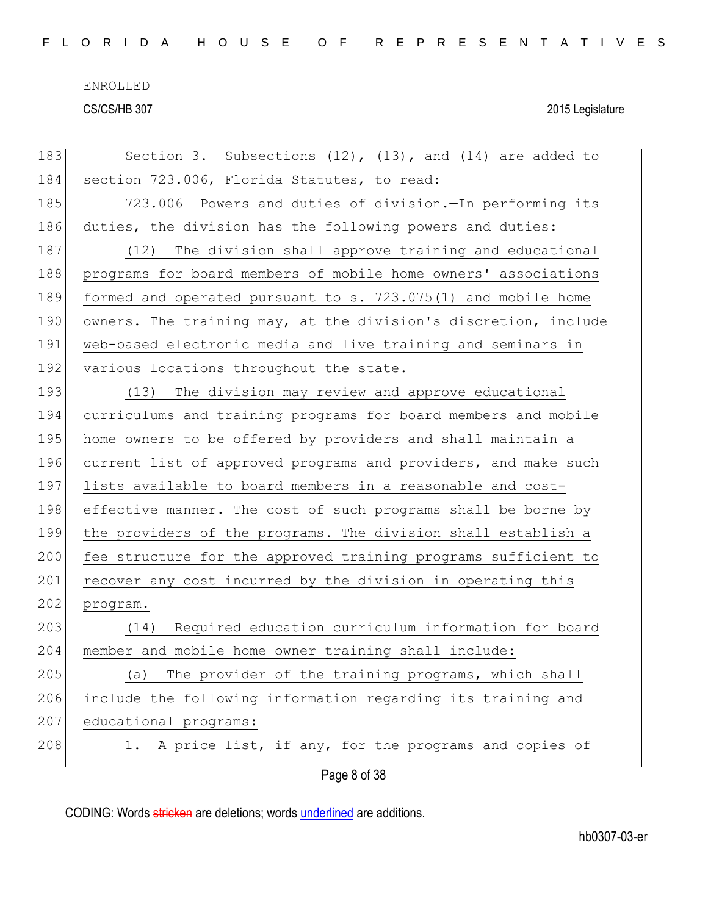Section 3. Subsections (12), (13), and (14) are added to section 723.006, Florida Statutes, to read:

723.006 Powers and duties of division.—In performing its duties, the division has the following powers and duties:

<u>(12) The division shall approve training and educational programs for board members of mobile home owners' associations formed and operated pursuant to s. 723.075(1) and mobile home owners. The training may, at the division's discretion, include web-based electronic media and live training and seminars in various locations throughout the state.</u>

<u>(13) The division may review and approve educational curriculums and training programs for board members and mobile home owners to be offered by providers and shall maintain a current list of approved programs and providers, and make such lists available to board members in a reasonable and cost-effective manner. The cost of such programs shall be borne by the providers of the programs. The division shall establish a fee structure for the approved training programs sufficient to recover any cost incurred by the division in operating this program.</u>

<u>(14) Required education curriculum information for board member and mobile home owner training shall include:</u>

<u>(a) The provider of the training programs, which shall include the following information regarding its training and educational programs:</u>

<u>1. A price list, if any, for the programs and copies of</u>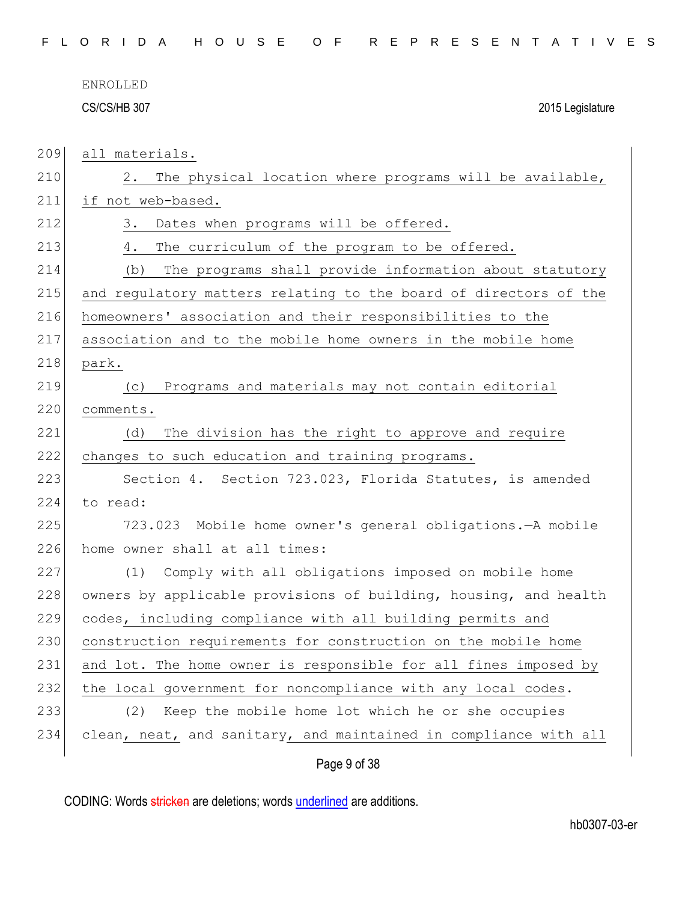all materials.

2. The physical location where programs will be available, if not web-based.

3. Dates when programs will be offered.

4. The curriculum of the program to be offered.

(b) The programs shall provide information about statutory and regulatory matters relating to the board of directors of the homeowners' association and their responsibilities to the association and to the mobile home owners in the mobile home park.

(c) Programs and materials may not contain editorial comments.

(d) The division has the right to approve and require changes to such education and training programs.

Section 4. Section 723.023, Florida Statutes, is amended to read:

723.023 Mobile home owner's general obligations.—A mobile home owner shall at all times:

(1) Comply with all obligations imposed on mobile home owners by applicable provisions of building, housing, and health codes, including compliance with all building permits and construction requirements for construction on the mobile home and lot. The home owner is responsible for all fines imposed by the local government for noncompliance with any local codes.

(2) Keep the mobile home lot which he or she occupies clean, neat, and sanitary, and maintained in compliance with all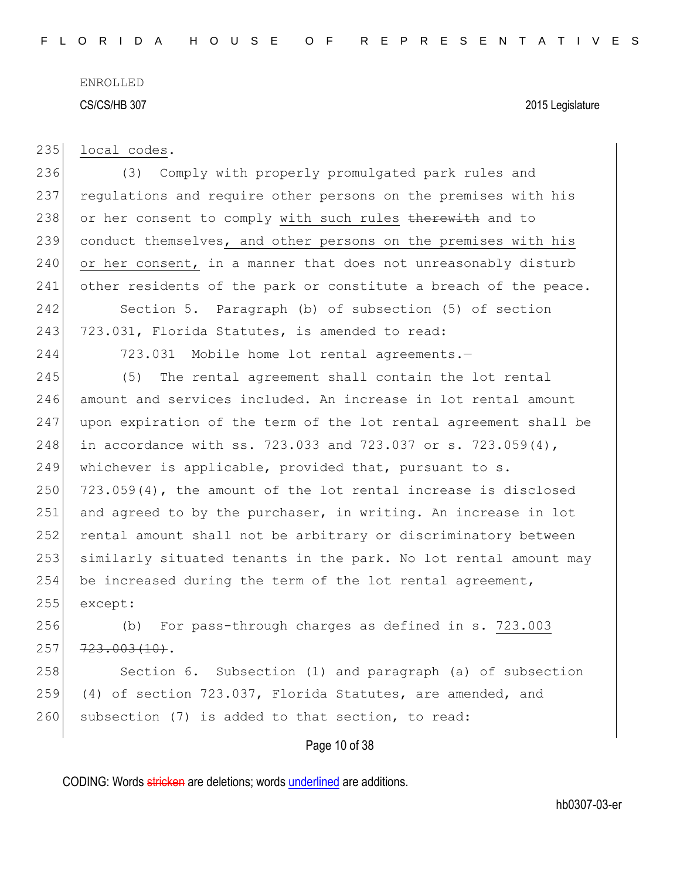local codes.

(3) Comply with properly promulgated park rules and regulations and require other persons on the premises with his or her consent to comply with such rules ~~therewith~~ and to conduct themselves, and other persons on the premises with his or her consent, in a manner that does not unreasonably disturb other residents of the park or constitute a breach of the peace.

Section 5. Paragraph (b) of subsection (5) of section 723.031, Florida Statutes, is amended to read:

723.031 Mobile home lot rental agreements.—

(5) The rental agreement shall contain the lot rental amount and services included. An increase in lot rental amount upon expiration of the term of the lot rental agreement shall be in accordance with ss. 723.033 and 723.037 or s. 723.059(4), whichever is applicable, provided that, pursuant to s. 723.059(4), the amount of the lot rental increase is disclosed and agreed to by the purchaser, in writing. An increase in lot rental amount shall not be arbitrary or discriminatory between similarly situated tenants in the park. No lot rental amount may be increased during the term of the lot rental agreement, except:

(b) For pass-through charges as defined in s. 723.003 ~~723.003(10)~~.

Section 6. Subsection (1) and paragraph (a) of subsection (4) of section 723.037, Florida Statutes, are amended, and subsection (7) is added to that section, to read: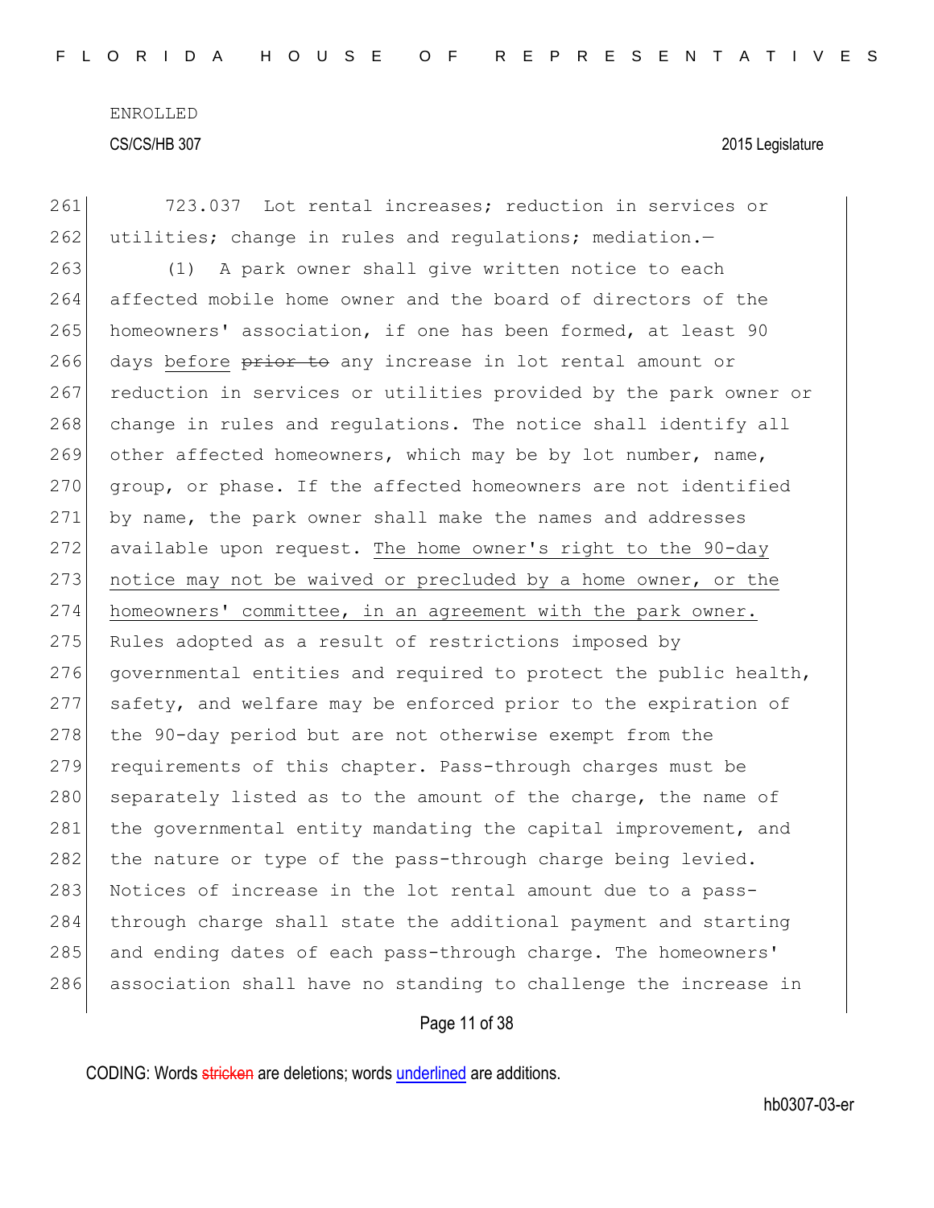723.037 Lot rental increases; reduction in services or utilities; change in rules and regulations; mediation.—

(1) A park owner shall give written notice to each affected mobile home owner and the board of directors of the homeowners' association, if one has been formed, at least 90 days before ~~prior to~~ any increase in lot rental amount or reduction in services or utilities provided by the park owner or change in rules and regulations. The notice shall identify all other affected homeowners, which may be by lot number, name, group, or phase. If the affected homeowners are not identified by name, the park owner shall make the names and addresses available upon request. <u>The home owner's right to the 90-day notice may not be waived or precluded by a home owner, or the homeowners' committee, in an agreement with the park owner.</u> Rules adopted as a result of restrictions imposed by governmental entities and required to protect the public health, safety, and welfare may be enforced prior to the expiration of the 90-day period but are not otherwise exempt from the requirements of this chapter. Pass-through charges must be separately listed as to the amount of the charge, the name of the governmental entity mandating the capital improvement, and the nature or type of the pass-through charge being levied. Notices of increase in the lot rental amount due to a pass-through charge shall state the additional payment and starting and ending dates of each pass-through charge. The homeowners' association shall have no standing to challenge the increase in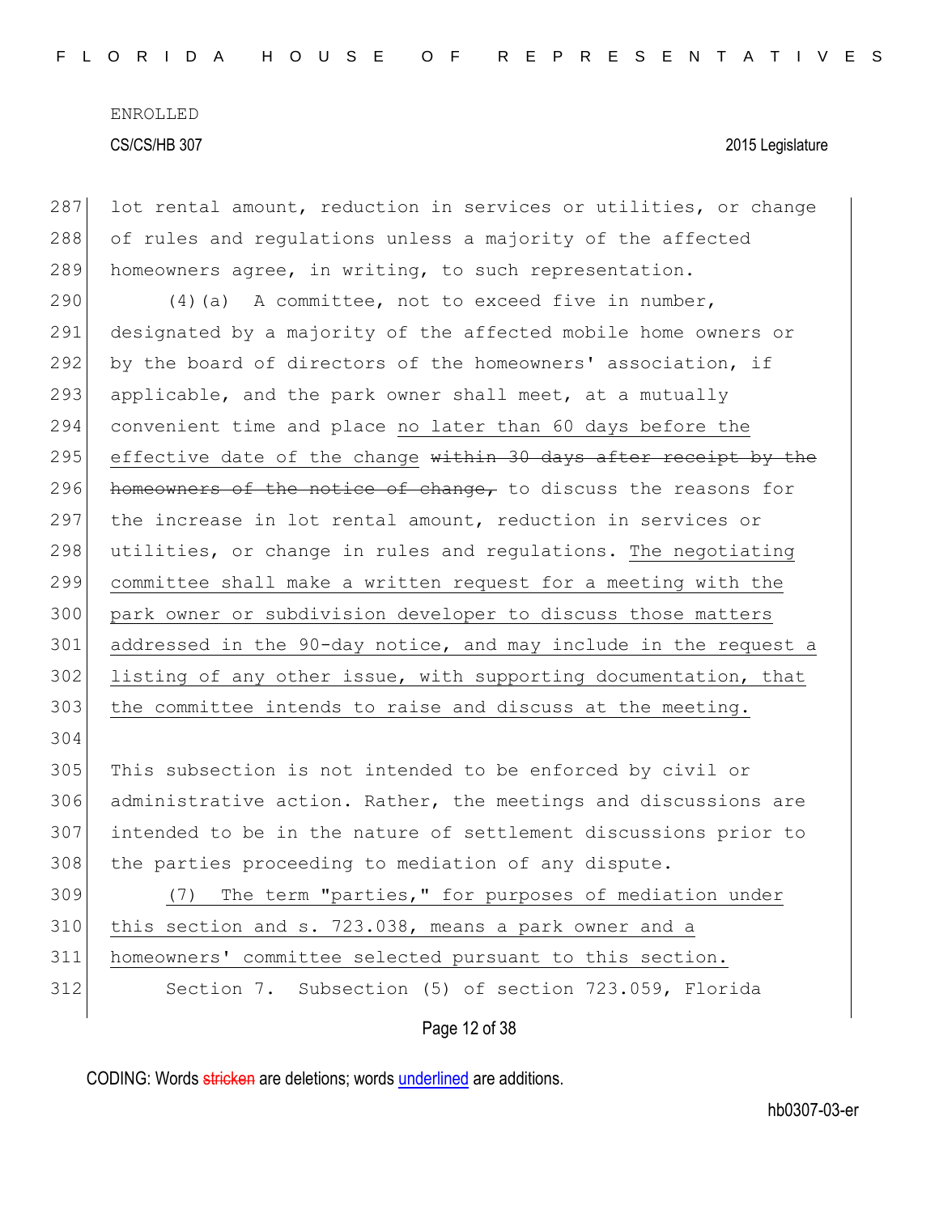lot rental amount, reduction in services or utilities, or change of rules and regulations unless a majority of the affected homeowners agree, in writing, to such representation.

(4)(a) A committee, not to exceed five in number, designated by a majority of the affected mobile home owners or by the board of directors of the homeowners' association, if applicable, and the park owner shall meet, at a mutually convenient time and place <u>no later than 60 days before the effective date of the change</u> ~~within 30 days after receipt by the homeowners of the notice of change,~~ to discuss the reasons for the increase in lot rental amount, reduction in services or utilities, or change in rules and regulations. <u>The negotiating committee shall make a written request for a meeting with the park owner or subdivision developer to discuss those matters addressed in the 90-day notice, and may include in the request a listing of any other issue, with supporting documentation, that the committee intends to raise and discuss at the meeting.</u>

This subsection is not intended to be enforced by civil or administrative action. Rather, the meetings and discussions are intended to be in the nature of settlement discussions prior to the parties proceeding to mediation of any dispute.

<u>(7) The term "parties," for purposes of mediation under this section and s. 723.038, means a park owner and a homeowners' committee selected pursuant to this section.</u>

Section 7. Subsection (5) of section 723.059, Florida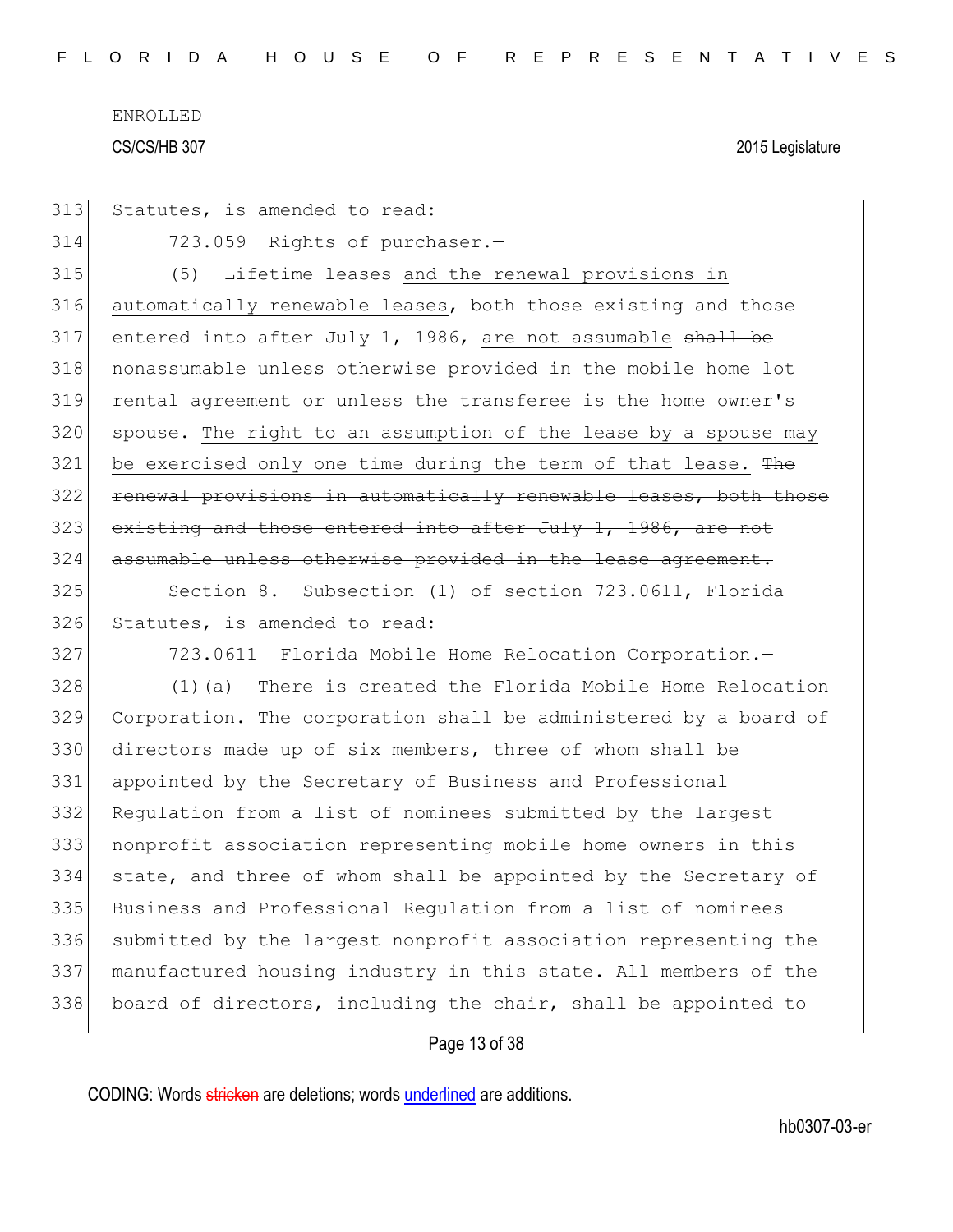Statutes, is amended to read:

723.059 Rights of purchaser.—

(5) Lifetime leases <u>and the renewal provisions in automatically renewable leases</u>, both those existing and those entered into after July 1, 1986, <u>are not assumable</u> ~~shall be nonassumable~~ unless otherwise provided in the <u>mobile home</u> lot rental agreement or unless the transferee is the home owner's spouse. <u>The right to an assumption of the lease by a spouse may be exercised only one time during the term of that lease.</u> ~~The renewal provisions in automatically renewable leases, both those existing and those entered into after July 1, 1986, are not assumable unless otherwise provided in the lease agreement.~~

Section 8. Subsection (1) of section 723.0611, Florida Statutes, is amended to read:

723.0611 Florida Mobile Home Relocation Corporation.—

(1)<u>(a)</u> There is created the Florida Mobile Home Relocation Corporation. The corporation shall be administered by a board of directors made up of six members, three of whom shall be appointed by the Secretary of Business and Professional Regulation from a list of nominees submitted by the largest nonprofit association representing mobile home owners in this state, and three of whom shall be appointed by the Secretary of Business and Professional Regulation from a list of nominees submitted by the largest nonprofit association representing the manufactured housing industry in this state. All members of the board of directors, including the chair, shall be appointed to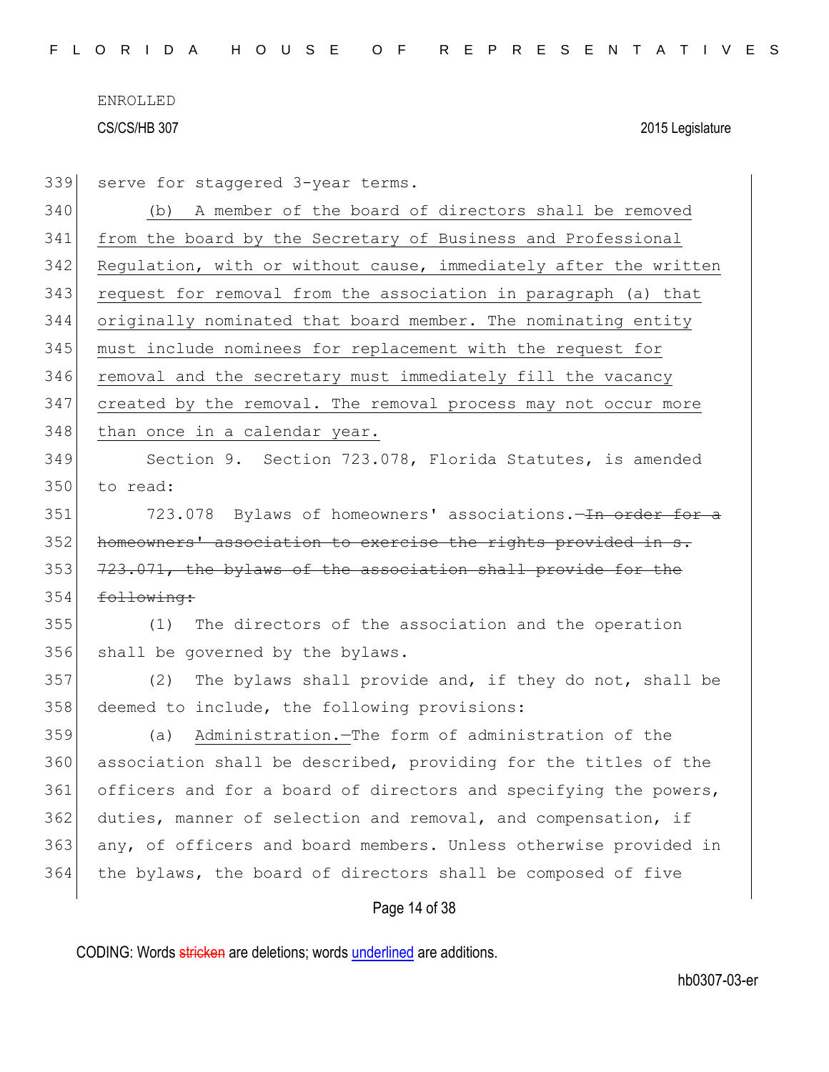ENROLLED

CS/CS/HB 307 2015 Legislature

serve for staggered 3-year terms.

(b) <u>A member of the board of directors shall be removed from the board by the Secretary of Business and Professional Regulation, with or without cause, immediately after the written request for removal from the association in paragraph (a) that originally nominated that board member. The nominating entity must include nominees for replacement with the request for removal and the secretary must immediately fill the vacancy created by the removal. The removal process may not occur more than once in a calendar year.</u>

Section 9. Section 723.078, Florida Statutes, is amended to read:

723.078 Bylaws of homeowners' associations.—~~In order for a homeowners' association to exercise the rights provided in s. 723.071, the bylaws of the association shall provide for the following:~~

(1) The directors of the association and the operation shall be governed by the bylaws.

(2) The bylaws shall provide and, if they do not, shall be deemed to include, the following provisions:

(a) <u>Administration.</u>—The form of administration of the association shall be described, providing for the titles of the officers and for a board of directors and specifying the powers, duties, manner of selection and removal, and compensation, if any, of officers and board members. Unless otherwise provided in the bylaws, the board of directors shall be composed of five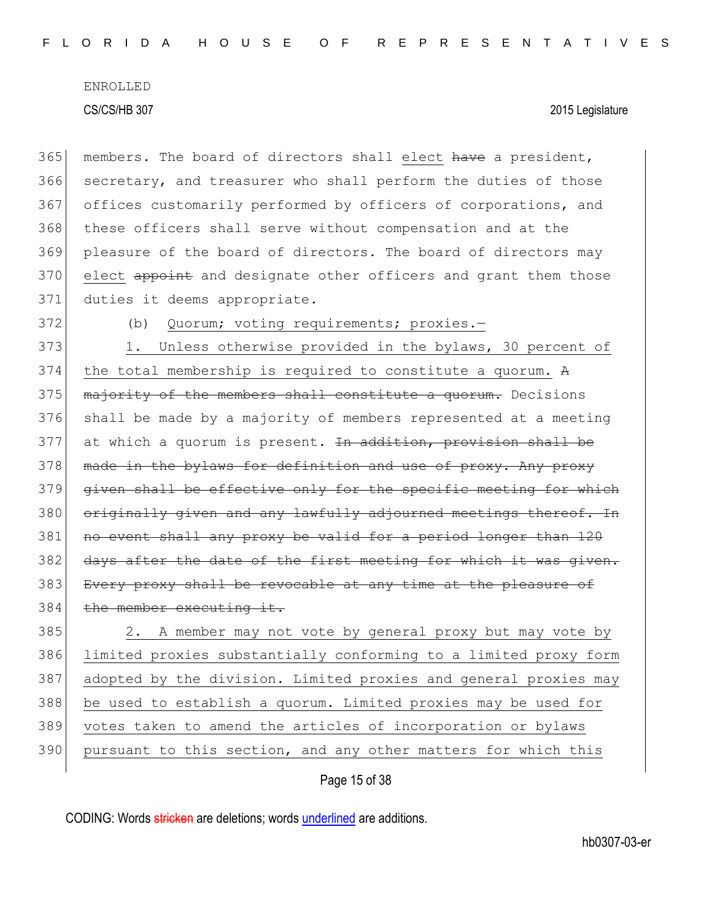ENROLLED

CS/CS/HB 307 2015 Legislature

members. The board of directors shall elect ~~have~~ a president, secretary, and treasurer who shall perform the duties of those offices customarily performed by officers of corporations, and these officers shall serve without compensation and at the pleasure of the board of directors. The board of directors may elect ~~appoint~~ and designate other officers and grant them those duties it deems appropriate.

(b) Quorum; voting requirements; proxies.—

1. Unless otherwise provided in the bylaws, 30 percent of the total membership is required to constitute a quorum. ~~A majority of the members shall constitute a quorum.~~ Decisions shall be made by a majority of members represented at a meeting at which a quorum is present. ~~In addition, provision shall be made in the bylaws for definition and use of proxy. Any proxy given shall be effective only for the specific meeting for which originally given and any lawfully adjourned meetings thereof. In no event shall any proxy be valid for a period longer than 120 days after the date of the first meeting for which it was given. Every proxy shall be revocable at any time at the pleasure of the member executing it.~~

2. A member may not vote by general proxy but may vote by limited proxies substantially conforming to a limited proxy form adopted by the division. Limited proxies and general proxies may be used to establish a quorum. Limited proxies may be used for votes taken to amend the articles of incorporation or bylaws pursuant to this section, and any other matters for which this

CODING: Words ~~stricken~~ are deletions; words underlined are additions.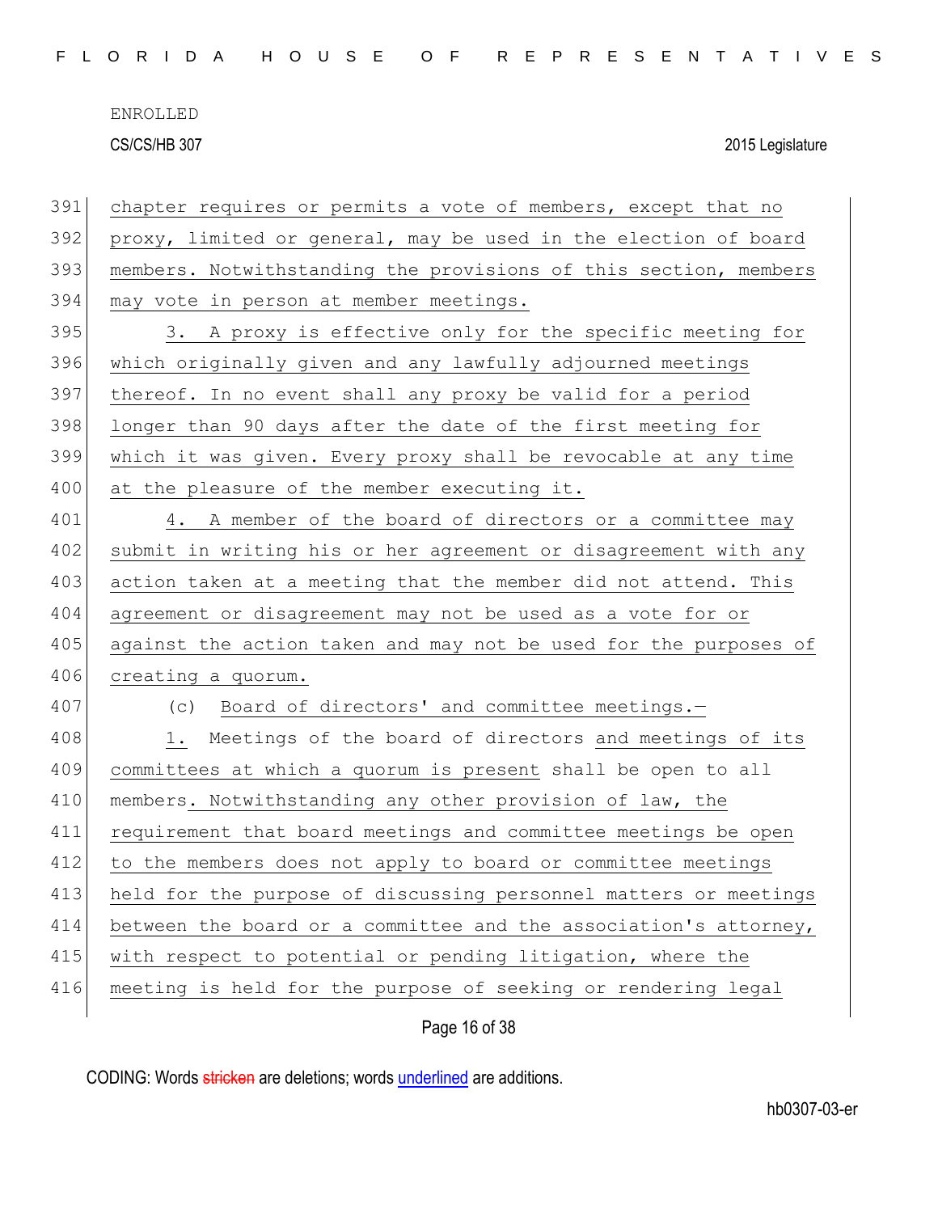chapter requires or permits a vote of members, except that no proxy, limited or general, may be used in the election of board members. Notwithstanding the provisions of this section, members may vote in person at member meetings.

3. A proxy is effective only for the specific meeting for which originally given and any lawfully adjourned meetings thereof. In no event shall any proxy be valid for a period longer than 90 days after the date of the first meeting for which it was given. Every proxy shall be revocable at any time at the pleasure of the member executing it.

4. A member of the board of directors or a committee may submit in writing his or her agreement or disagreement with any action taken at a meeting that the member did not attend. This agreement or disagreement may not be used as a vote for or against the action taken and may not be used for the purposes of creating a quorum.

(c) Board of directors' and committee meetings.—

1. Meetings of the board of directors and meetings of its committees at which a quorum is present shall be open to all members. Notwithstanding any other provision of law, the requirement that board meetings and committee meetings be open to the members does not apply to board or committee meetings held for the purpose of discussing personnel matters or meetings between the board or a committee and the association's attorney, with respect to potential or pending litigation, where the meeting is held for the purpose of seeking or rendering legal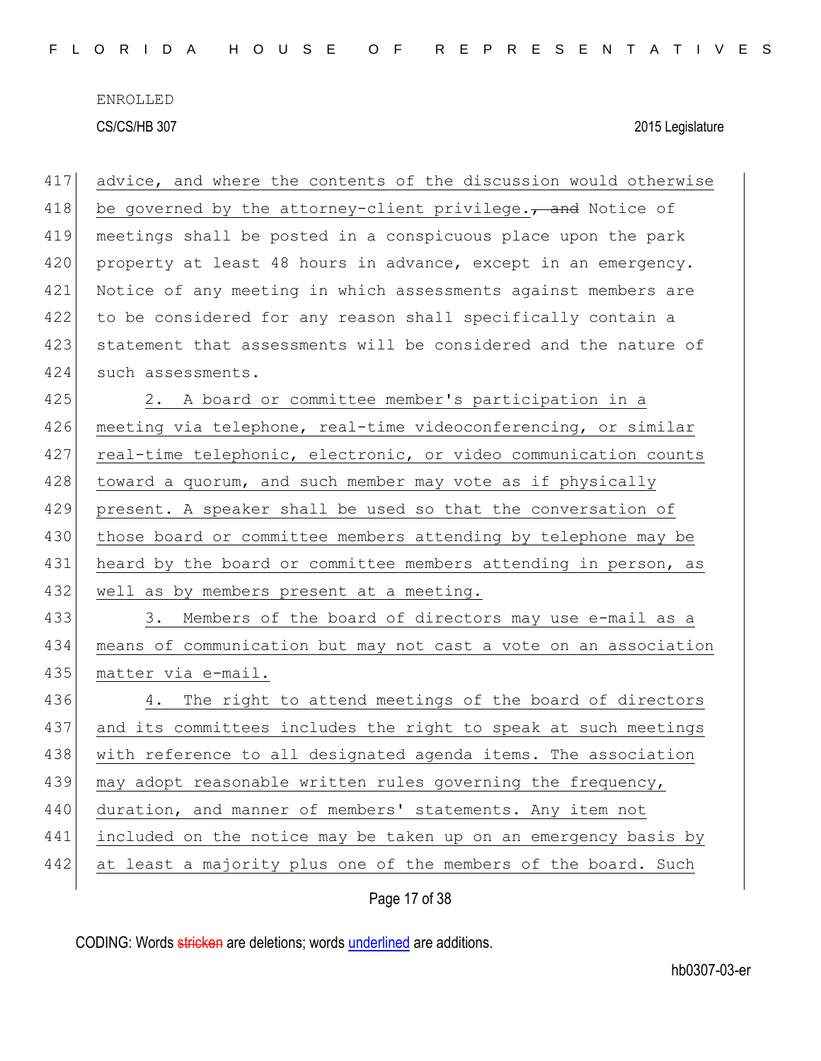advice, and where the contents of the discussion would otherwise be governed by the attorney-client privilege., and Notice of meetings shall be posted in a conspicuous place upon the park property at least 48 hours in advance, except in an emergency. Notice of any meeting in which assessments against members are to be considered for any reason shall specifically contain a statement that assessments will be considered and the nature of such assessments.

2. A board or committee member's participation in a meeting via telephone, real-time videoconferencing, or similar real-time telephonic, electronic, or video communication counts toward a quorum, and such member may vote as if physically present. A speaker shall be used so that the conversation of those board or committee members attending by telephone may be heard by the board or committee members attending in person, as well as by members present at a meeting.

3. Members of the board of directors may use e-mail as a means of communication but may not cast a vote on an association matter via e-mail.

4. The right to attend meetings of the board of directors and its committees includes the right to speak at such meetings with reference to all designated agenda items. The association may adopt reasonable written rules governing the frequency, duration, and manner of members' statements. Any item not included on the notice may be taken up on an emergency basis by at least a majority plus one of the members of the board. Such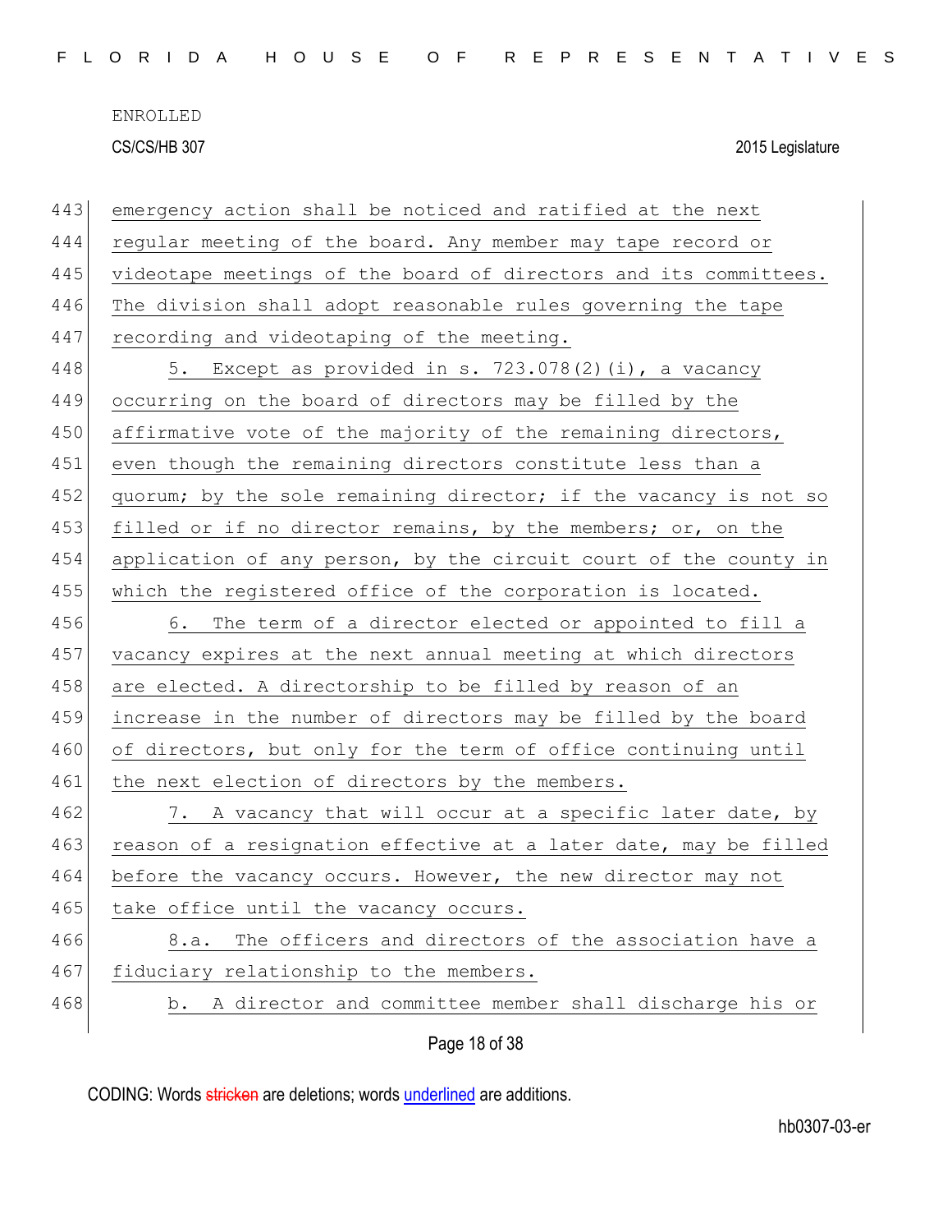emergency action shall be noticed and ratified at the next regular meeting of the board. Any member may tape record or videotape meetings of the board of directors and its committees. The division shall adopt reasonable rules governing the tape recording and videotaping of the meeting.

5. Except as provided in s. 723.078(2)(i), a vacancy occurring on the board of directors may be filled by the affirmative vote of the majority of the remaining directors, even though the remaining directors constitute less than a quorum; by the sole remaining director; if the vacancy is not so filled or if no director remains, by the members; or, on the application of any person, by the circuit court of the county in which the registered office of the corporation is located.

6. The term of a director elected or appointed to fill a vacancy expires at the next annual meeting at which directors are elected. A directorship to be filled by reason of an increase in the number of directors may be filled by the board of directors, but only for the term of office continuing until the next election of directors by the members.

7. A vacancy that will occur at a specific later date, by reason of a resignation effective at a later date, may be filled before the vacancy occurs. However, the new director may not take office until the vacancy occurs.

8.a. The officers and directors of the association have a fiduciary relationship to the members.

b. A director and committee member shall discharge his or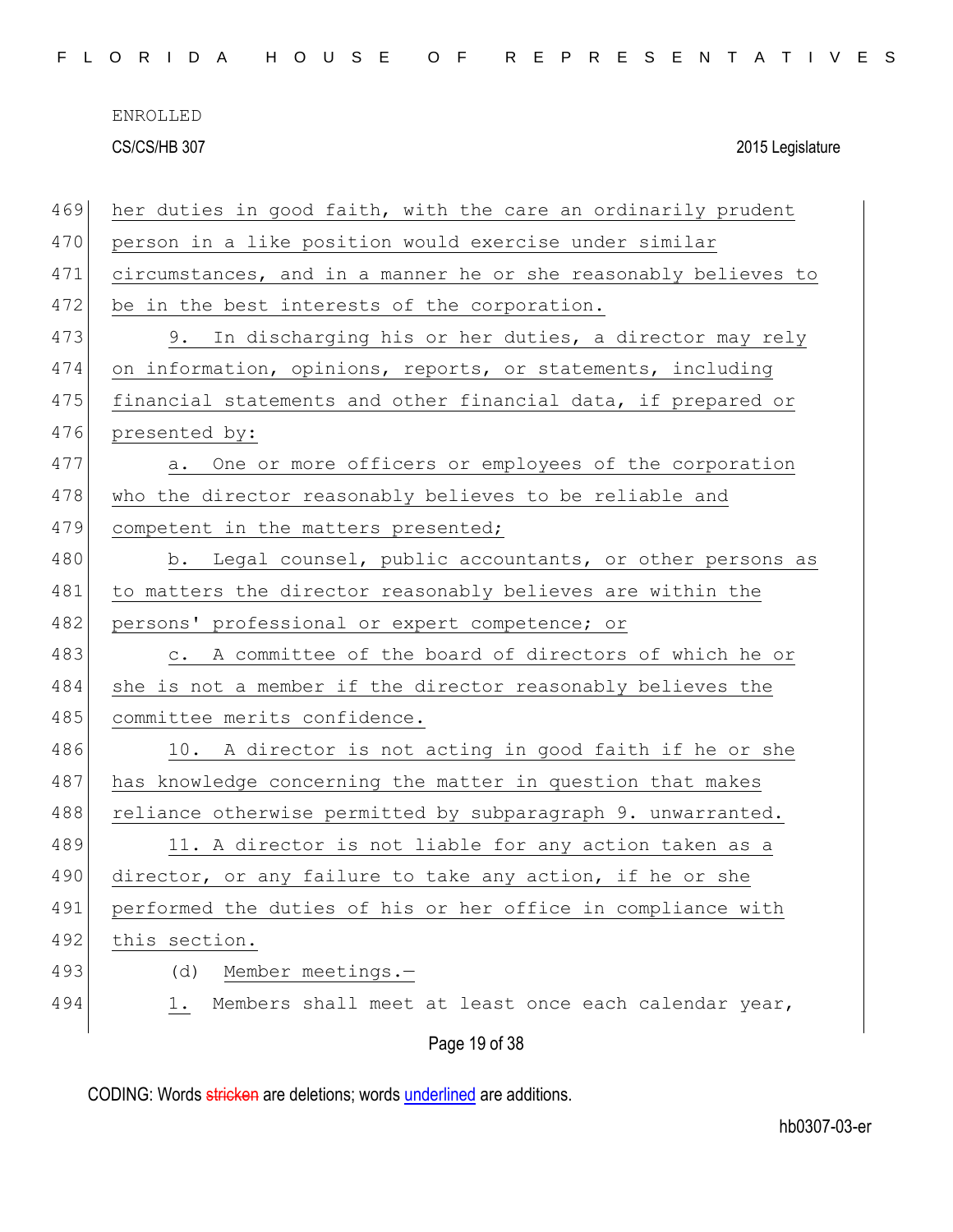her duties in good faith, with the care an ordinarily prudent person in a like position would exercise under similar circumstances, and in a manner he or she reasonably believes to be in the best interests of the corporation.

9. In discharging his or her duties, a director may rely on information, opinions, reports, or statements, including financial statements and other financial data, if prepared or presented by:

a. One or more officers or employees of the corporation who the director reasonably believes to be reliable and competent in the matters presented;

b. Legal counsel, public accountants, or other persons as to matters the director reasonably believes are within the persons' professional or expert competence; or

c. A committee of the board of directors of which he or she is not a member if the director reasonably believes the committee merits confidence.

10. A director is not acting in good faith if he or she has knowledge concerning the matter in question that makes reliance otherwise permitted by subparagraph 9. unwarranted.

11. A director is not liable for any action taken as a director, or any failure to take any action, if he or she performed the duties of his or her office in compliance with this section.

(d) Member meetings.—

1. Members shall meet at least once each calendar year,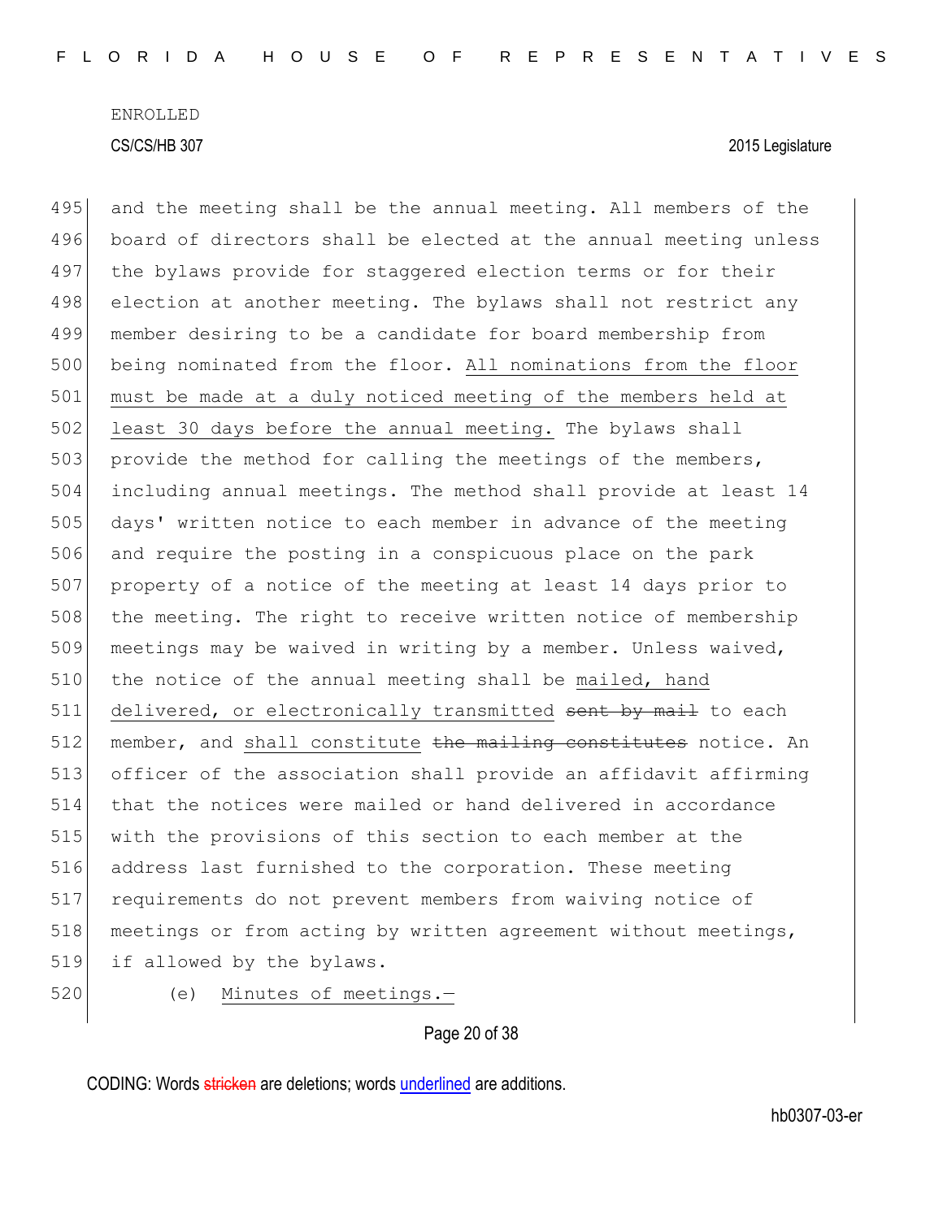and the meeting shall be the annual meeting. All members of the board of directors shall be elected at the annual meeting unless the bylaws provide for staggered election terms or for their election at another meeting. The bylaws shall not restrict any member desiring to be a candidate for board membership from being nominated from the floor. <u>All nominations from the floor must be made at a duly noticed meeting of the members held at least 30 days before the annual meeting.</u> The bylaws shall provide the method for calling the meetings of the members, including annual meetings. The method shall provide at least 14 days' written notice to each member in advance of the meeting and require the posting in a conspicuous place on the park property of a notice of the meeting at least 14 days prior to the meeting. The right to receive written notice of membership meetings may be waived in writing by a member. Unless waived, the notice of the annual meeting shall be <u>mailed, hand delivered, or electronically transmitted</u> ~~sent by mail~~ to each member, and <u>shall constitute</u> ~~the mailing constitutes~~ notice. An officer of the association shall provide an affidavit affirming that the notices were mailed or hand delivered in accordance with the provisions of this section to each member at the address last furnished to the corporation. These meeting requirements do not prevent members from waiving notice of meetings or from acting by written agreement without meetings, if allowed by the bylaws.

(e) <u>Minutes of meetings.—</u>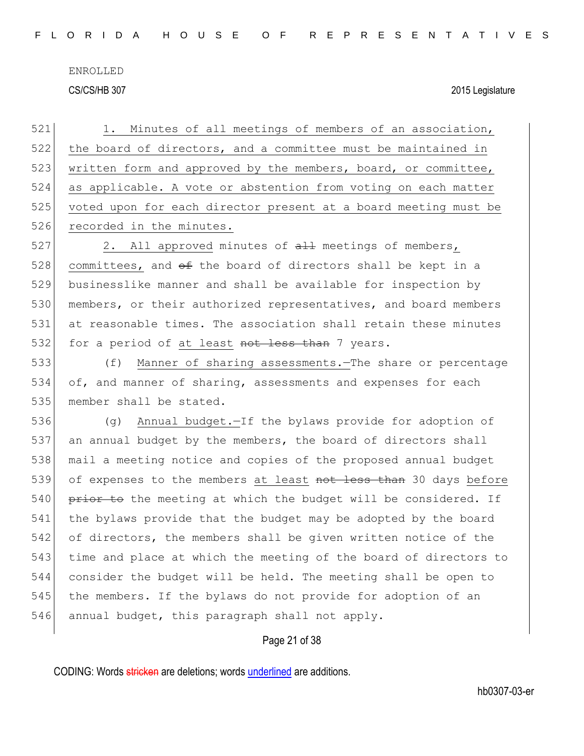521 1. Minutes of all meetings of members of an association,
522 the board of directors, and a committee must be maintained in
523 written form and approved by the members, board, or committee,
524 as applicable. A vote or abstention from voting on each matter
525 voted upon for each director present at a board meeting must be
526 recorded in the minutes.

527 2. All approved minutes of ~~all~~ meetings of members,
528 committees, and ~~of~~ the board of directors shall be kept in a
529 businesslike manner and shall be available for inspection by
530 members, or their authorized representatives, and board members
531 at reasonable times. The association shall retain these minutes
532 for a period of at least ~~not less than~~ 7 years.

533 (f) Manner of sharing assessments.—The share or percentage
534 of, and manner of sharing, assessments and expenses for each
535 member shall be stated.

536 (g) Annual budget.—If the bylaws provide for adoption of
537 an annual budget by the members, the board of directors shall
538 mail a meeting notice and copies of the proposed annual budget
539 of expenses to the members at least ~~not less than~~ 30 days before
540 ~~prior to~~ the meeting at which the budget will be considered. If
541 the bylaws provide that the budget may be adopted by the board
542 of directors, the members shall be given written notice of the
543 time and place at which the meeting of the board of directors to
544 consider the budget will be held. The meeting shall be open to
545 the members. If the bylaws do not provide for adoption of an
546 annual budget, this paragraph shall not apply.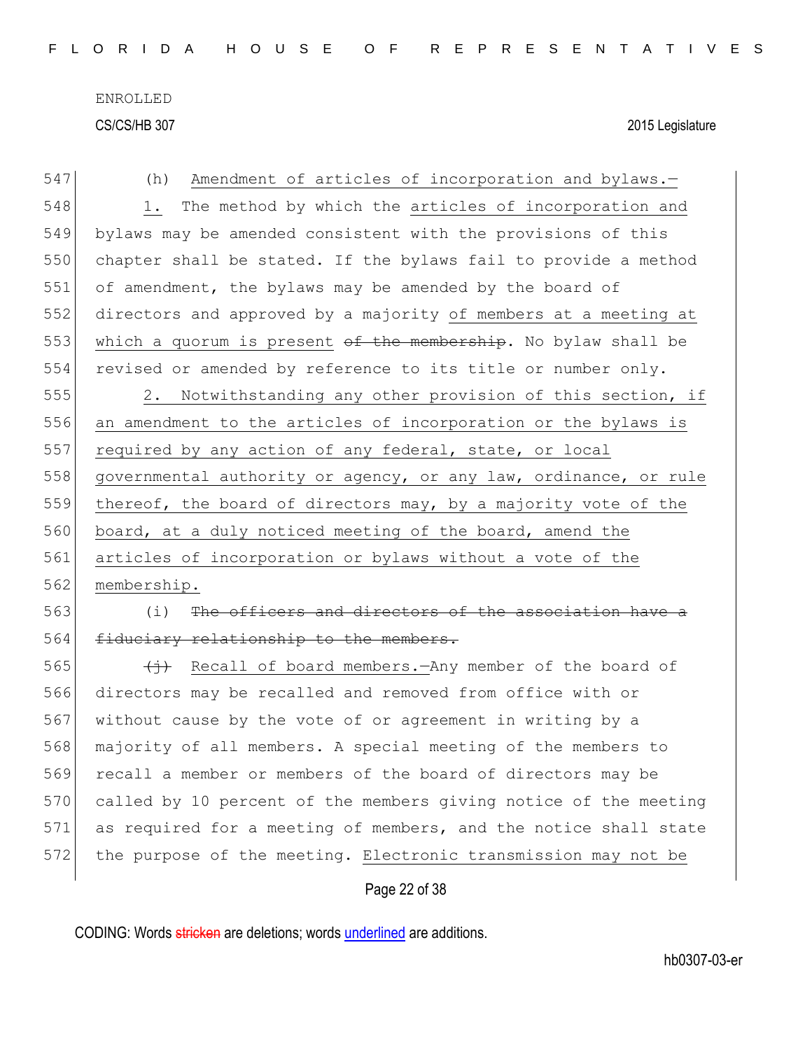(h) Amendment of articles of incorporation and bylaws.—

1. The method by which the articles of incorporation and bylaws may be amended consistent with the provisions of this chapter shall be stated. If the bylaws fail to provide a method of amendment, the bylaws may be amended by the board of directors and approved by a majority of members at a meeting at which a quorum is present ~~of the membership~~. No bylaw shall be revised or amended by reference to its title or number only.

2. Notwithstanding any other provision of this section, if an amendment to the articles of incorporation or the bylaws is required by any action of any federal, state, or local governmental authority or agency, or any law, ordinance, or rule thereof, the board of directors may, by a majority vote of the board, at a duly noticed meeting of the board, amend the articles of incorporation or bylaws without a vote of the membership.

(i) ~~The officers and directors of the association have a fiduciary relationship to the members.~~

~~(j)~~ Recall of board members.—Any member of the board of directors may be recalled and removed from office with or without cause by the vote of or agreement in writing by a majority of all members. A special meeting of the members to recall a member or members of the board of directors may be called by 10 percent of the members giving notice of the meeting as required for a meeting of members, and the notice shall state the purpose of the meeting. Electronic transmission may not be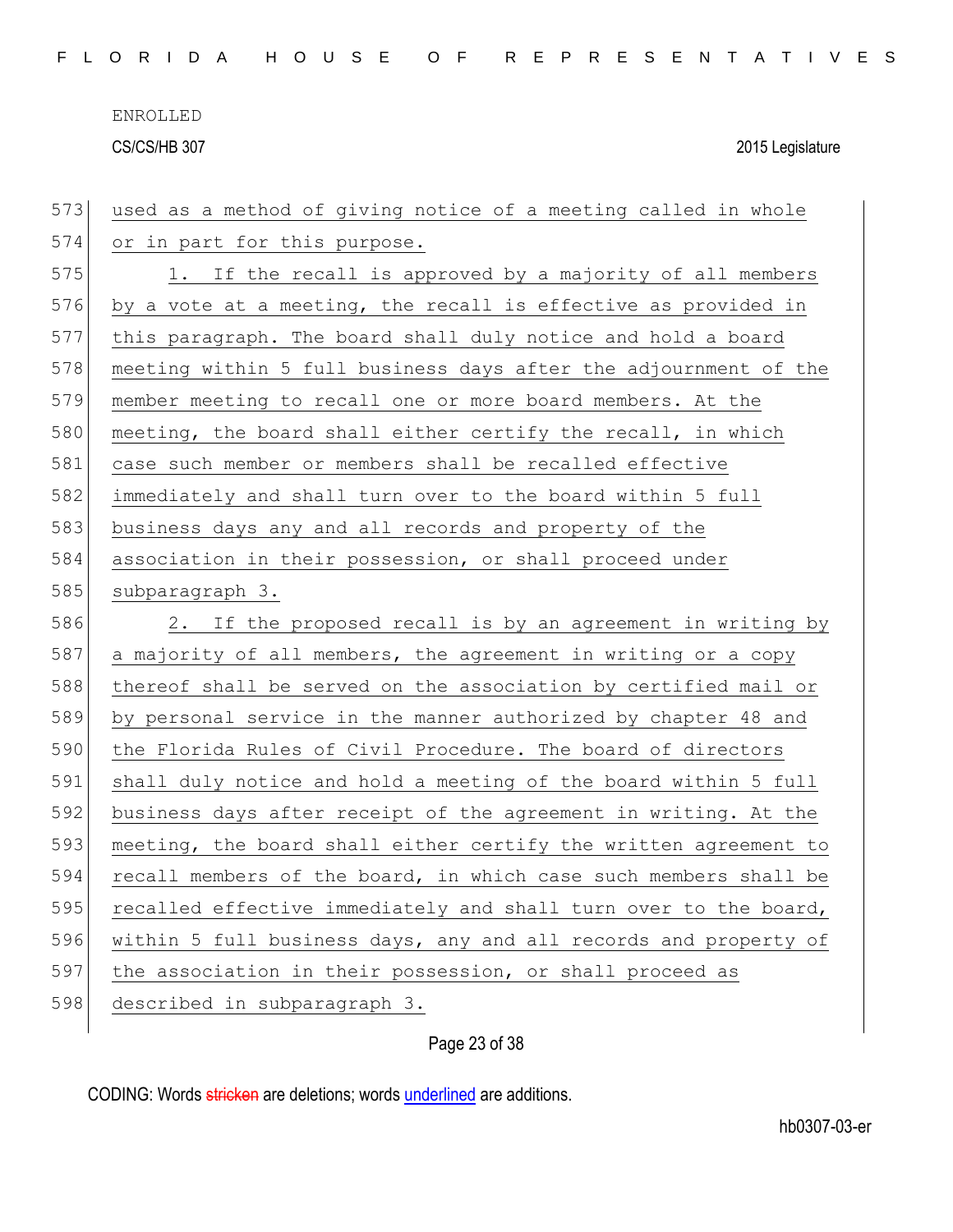used as a method of giving notice of a meeting called in whole or in part for this purpose.

1. If the recall is approved by a majority of all members by a vote at a meeting, the recall is effective as provided in this paragraph. The board shall duly notice and hold a board meeting within 5 full business days after the adjournment of the member meeting to recall one or more board members. At the meeting, the board shall either certify the recall, in which case such member or members shall be recalled effective immediately and shall turn over to the board within 5 full business days any and all records and property of the association in their possession, or shall proceed under subparagraph 3.

2. If the proposed recall is by an agreement in writing by a majority of all members, the agreement in writing or a copy thereof shall be served on the association by certified mail or by personal service in the manner authorized by chapter 48 and the Florida Rules of Civil Procedure. The board of directors shall duly notice and hold a meeting of the board within 5 full business days after receipt of the agreement in writing. At the meeting, the board shall either certify the written agreement to recall members of the board, in which case such members shall be recalled effective immediately and shall turn over to the board, within 5 full business days, any and all records and property of the association in their possession, or shall proceed as described in subparagraph 3.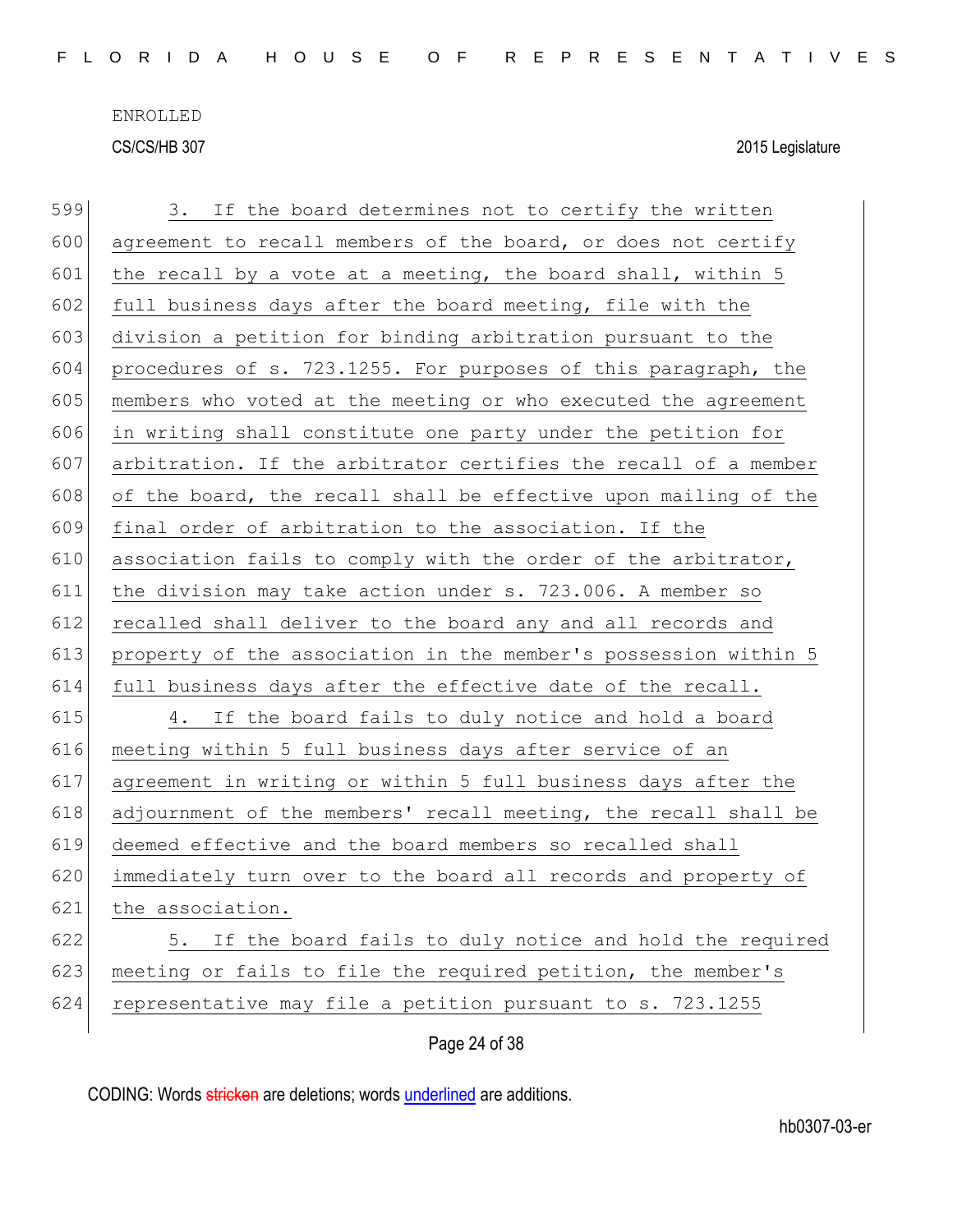3. If the board determines not to certify the written agreement to recall members of the board, or does not certify the recall by a vote at a meeting, the board shall, within 5 full business days after the board meeting, file with the division a petition for binding arbitration pursuant to the procedures of s. 723.1255. For purposes of this paragraph, the members who voted at the meeting or who executed the agreement in writing shall constitute one party under the petition for arbitration. If the arbitrator certifies the recall of a member of the board, the recall shall be effective upon mailing of the final order of arbitration to the association. If the association fails to comply with the order of the arbitrator, the division may take action under s. 723.006. A member so recalled shall deliver to the board any and all records and property of the association in the member's possession within 5 full business days after the effective date of the recall.

4. If the board fails to duly notice and hold a board meeting within 5 full business days after service of an agreement in writing or within 5 full business days after the adjournment of the members' recall meeting, the recall shall be deemed effective and the board members so recalled shall immediately turn over to the board all records and property of the association.

5. If the board fails to duly notice and hold the required meeting or fails to file the required petition, the member's representative may file a petition pursuant to s. 723.1255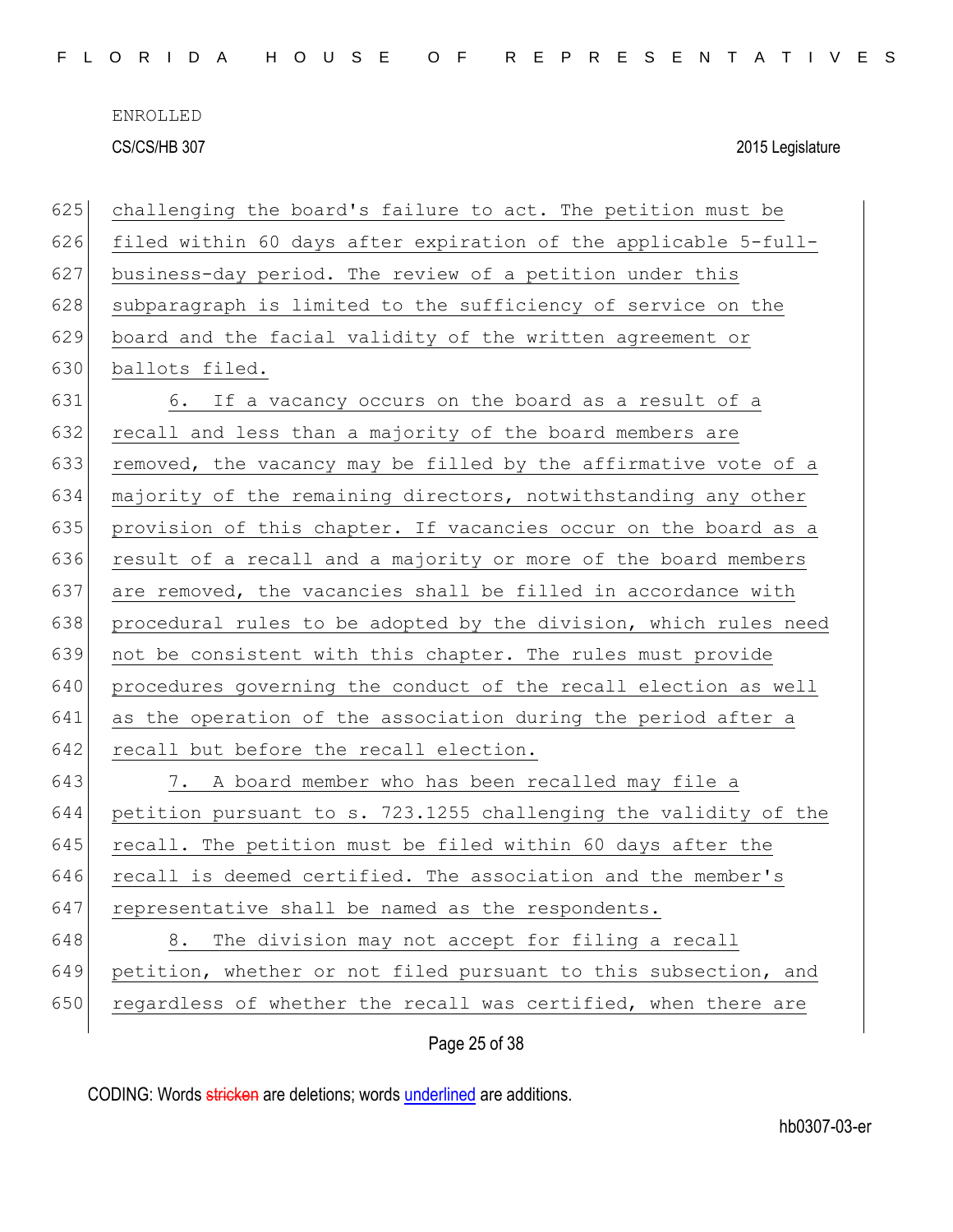challenging the board's failure to act. The petition must be filed within 60 days after expiration of the applicable 5-full-business-day period. The review of a petition under this subparagraph is limited to the sufficiency of service on the board and the facial validity of the written agreement or ballots filed.

6. If a vacancy occurs on the board as a result of a recall and less than a majority of the board members are removed, the vacancy may be filled by the affirmative vote of a majority of the remaining directors, notwithstanding any other provision of this chapter. If vacancies occur on the board as a result of a recall and a majority or more of the board members are removed, the vacancies shall be filled in accordance with procedural rules to be adopted by the division, which rules need not be consistent with this chapter. The rules must provide procedures governing the conduct of the recall election as well as the operation of the association during the period after a recall but before the recall election.

7. A board member who has been recalled may file a petition pursuant to s. 723.1255 challenging the validity of the recall. The petition must be filed within 60 days after the recall is deemed certified. The association and the member's representative shall be named as the respondents.

8. The division may not accept for filing a recall petition, whether or not filed pursuant to this subsection, and regardless of whether the recall was certified, when there are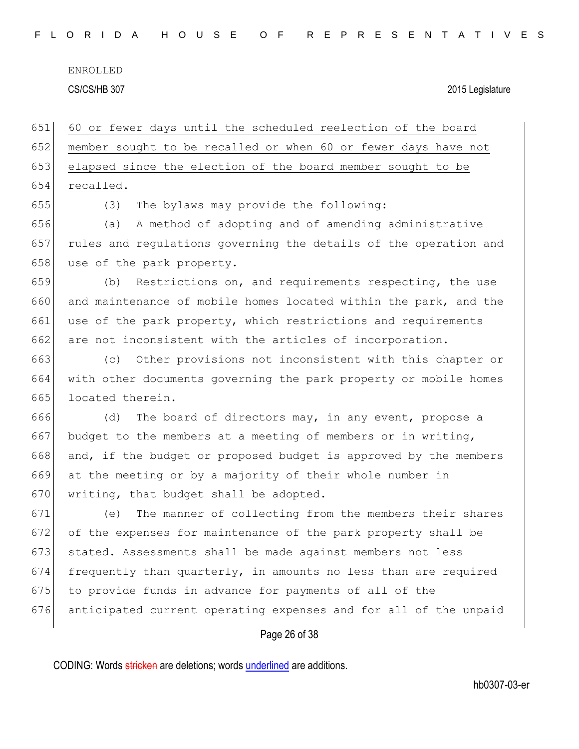60 or fewer days until the scheduled reelection of the board member sought to be recalled or when 60 or fewer days have not elapsed since the election of the board member sought to be recalled.

(3) The bylaws may provide the following:

(a) A method of adopting and of amending administrative rules and regulations governing the details of the operation and use of the park property.

(b) Restrictions on, and requirements respecting, the use and maintenance of mobile homes located within the park, and the use of the park property, which restrictions and requirements are not inconsistent with the articles of incorporation.

(c) Other provisions not inconsistent with this chapter or with other documents governing the park property or mobile homes located therein.

(d) The board of directors may, in any event, propose a budget to the members at a meeting of members or in writing, and, if the budget or proposed budget is approved by the members at the meeting or by a majority of their whole number in writing, that budget shall be adopted.

(e) The manner of collecting from the members their shares of the expenses for maintenance of the park property shall be stated. Assessments shall be made against members not less frequently than quarterly, in amounts no less than are required to provide funds in advance for payments of all of the anticipated current operating expenses and for all of the unpaid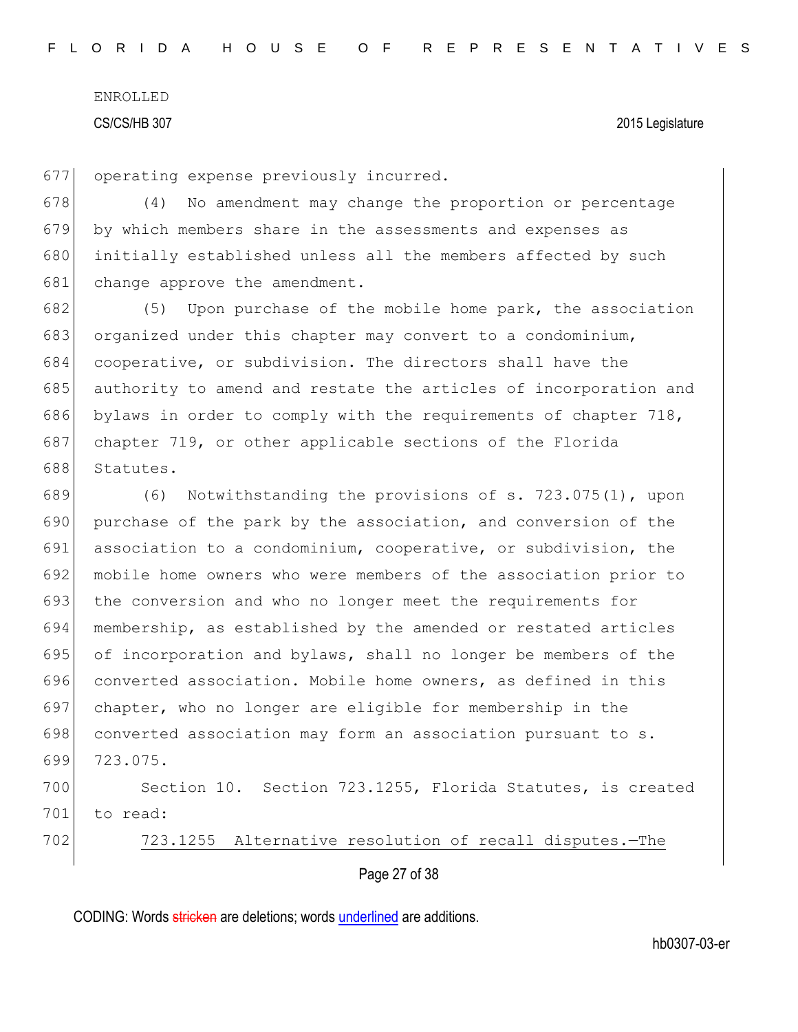operating expense previously incurred.

(4) No amendment may change the proportion or percentage by which members share in the assessments and expenses as initially established unless all the members affected by such change approve the amendment.

(5) Upon purchase of the mobile home park, the association organized under this chapter may convert to a condominium, cooperative, or subdivision. The directors shall have the authority to amend and restate the articles of incorporation and bylaws in order to comply with the requirements of chapter 718, chapter 719, or other applicable sections of the Florida Statutes.

(6) Notwithstanding the provisions of s. 723.075(1), upon purchase of the park by the association, and conversion of the association to a condominium, cooperative, or subdivision, the mobile home owners who were members of the association prior to the conversion and who no longer meet the requirements for membership, as established by the amended or restated articles of incorporation and bylaws, shall no longer be members of the converted association. Mobile home owners, as defined in this chapter, who no longer are eligible for membership in the converted association may form an association pursuant to s. 723.075.

Section 10. Section 723.1255, Florida Statutes, is created to read:

<u>723.1255 Alternative resolution of recall disputes.—The</u>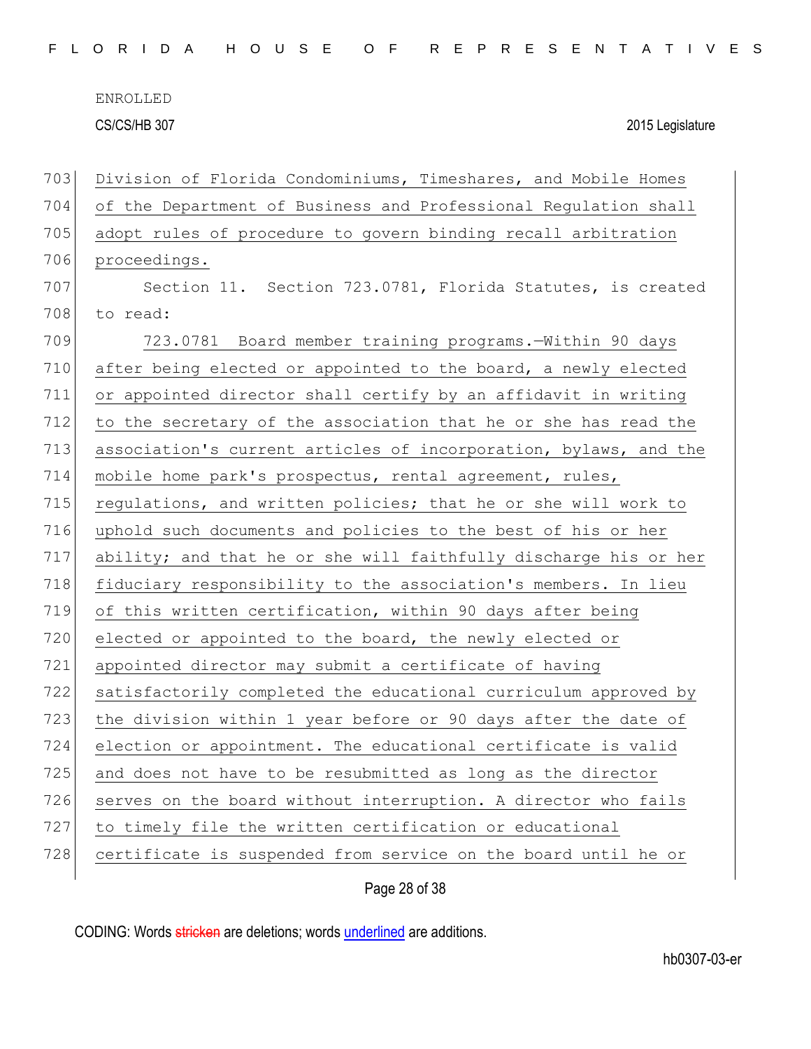ENROLLED

CS/CS/HB 307 2015 Legislature

703 Division of Florida Condominiums, Timeshares, and Mobile Homes
704 of the Department of Business and Professional Regulation shall
705 adopt rules of procedure to govern binding recall arbitration
706 proceedings.

707 Section 11. Section 723.0781, Florida Statutes, is created
708 to read:

709 723.0781 Board member training programs.—Within 90 days
710 after being elected or appointed to the board, a newly elected
711 or appointed director shall certify by an affidavit in writing
712 to the secretary of the association that he or she has read the
713 association's current articles of incorporation, bylaws, and the
714 mobile home park's prospectus, rental agreement, rules,
715 regulations, and written policies; that he or she will work to
716 uphold such documents and policies to the best of his or her
717 ability; and that he or she will faithfully discharge his or her
718 fiduciary responsibility to the association's members. In lieu
719 of this written certification, within 90 days after being
720 elected or appointed to the board, the newly elected or
721 appointed director may submit a certificate of having
722 satisfactorily completed the educational curriculum approved by
723 the division within 1 year before or 90 days after the date of
724 election or appointment. The educational certificate is valid
725 and does not have to be resubmitted as long as the director
726 serves on the board without interruption. A director who fails
727 to timely file the written certification or educational
728 certificate is suspended from service on the board until he or

CODING: Words stricken are deletions; words underlined are additions.

hb0307-03-er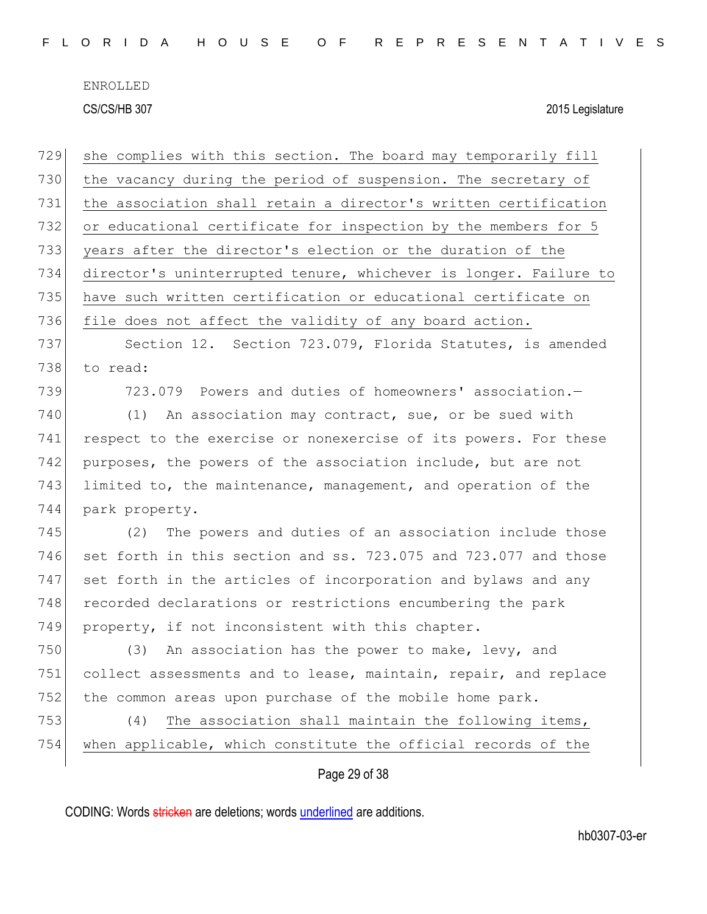she complies with this section. The board may temporarily fill the vacancy during the period of suspension. The secretary of the association shall retain a director's written certification or educational certificate for inspection by the members for 5 years after the director's election or the duration of the director's uninterrupted tenure, whichever is longer. Failure to have such written certification or educational certificate on file does not affect the validity of any board action.

Section 12. Section 723.079, Florida Statutes, is amended to read:

723.079 Powers and duties of homeowners' association.—

(1) An association may contract, sue, or be sued with respect to the exercise or nonexercise of its powers. For these purposes, the powers of the association include, but are not limited to, the maintenance, management, and operation of the park property.

(2) The powers and duties of an association include those set forth in this section and ss. 723.075 and 723.077 and those set forth in the articles of incorporation and bylaws and any recorded declarations or restrictions encumbering the park property, if not inconsistent with this chapter.

(3) An association has the power to make, levy, and collect assessments and to lease, maintain, repair, and replace the common areas upon purchase of the mobile home park.

(4) The association shall maintain the following items, when applicable, which constitute the official records of the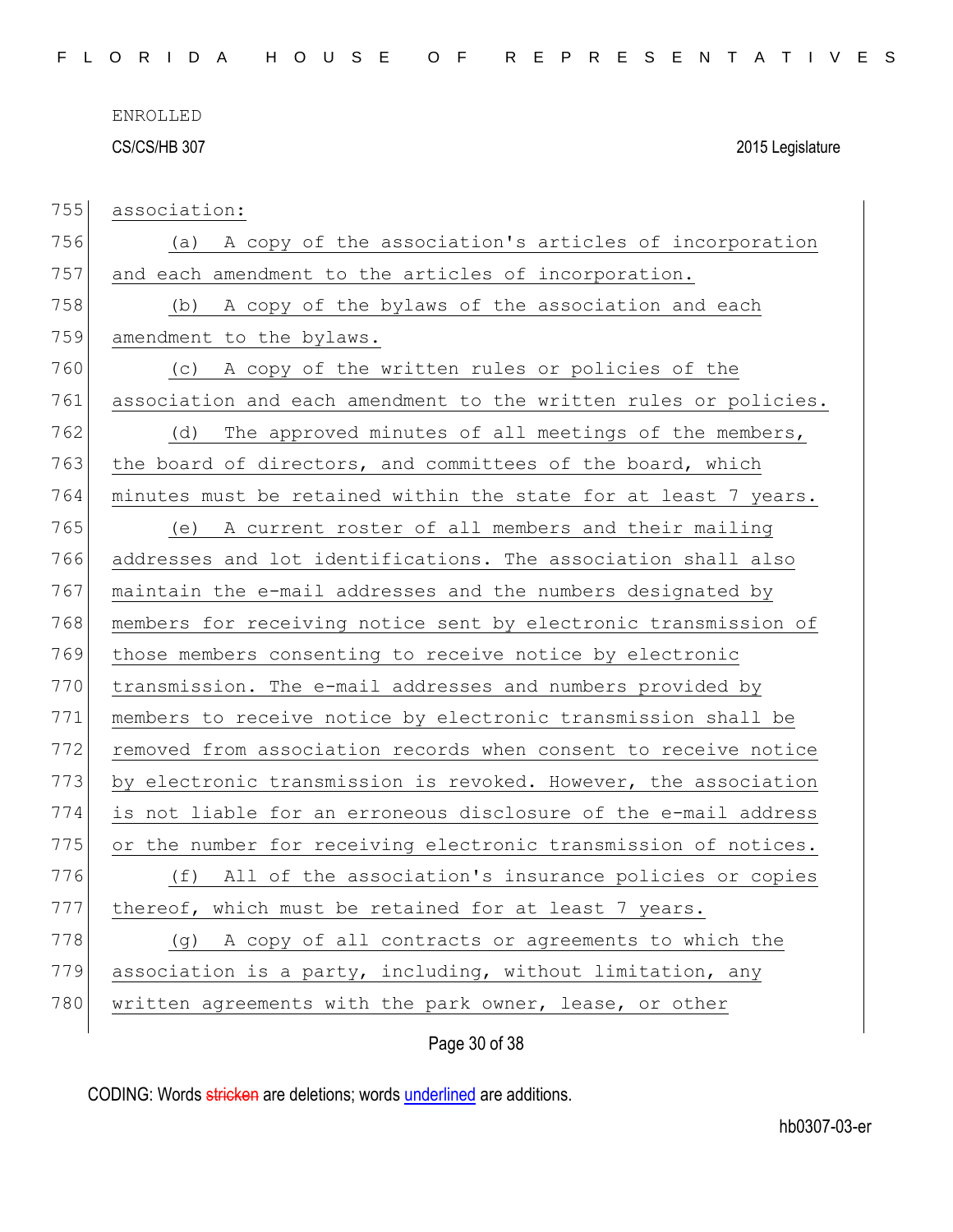ENROLLED

CS/CS/HB 307 2015 Legislature

755 association:

756 (a) A copy of the association's articles of incorporation
757 and each amendment to the articles of incorporation.

758 (b) A copy of the bylaws of the association and each
759 amendment to the bylaws.

760 (c) A copy of the written rules or policies of the
761 association and each amendment to the written rules or policies.

762 (d) The approved minutes of all meetings of the members,
763 the board of directors, and committees of the board, which
764 minutes must be retained within the state for at least 7 years.

765 (e) A current roster of all members and their mailing
766 addresses and lot identifications. The association shall also
767 maintain the e-mail addresses and the numbers designated by
768 members for receiving notice sent by electronic transmission of
769 those members consenting to receive notice by electronic
770 transmission. The e-mail addresses and numbers provided by
771 members to receive notice by electronic transmission shall be
772 removed from association records when consent to receive notice
773 by electronic transmission is revoked. However, the association
774 is not liable for an erroneous disclosure of the e-mail address
775 or the number for receiving electronic transmission of notices.

776 (f) All of the association's insurance policies or copies
777 thereof, which must be retained for at least 7 years.

778 (g) A copy of all contracts or agreements to which the
779 association is a party, including, without limitation, any
780 written agreements with the park owner, lease, or other

CODING: Words stricken are deletions; words underlined are additions.

hb0307-03-er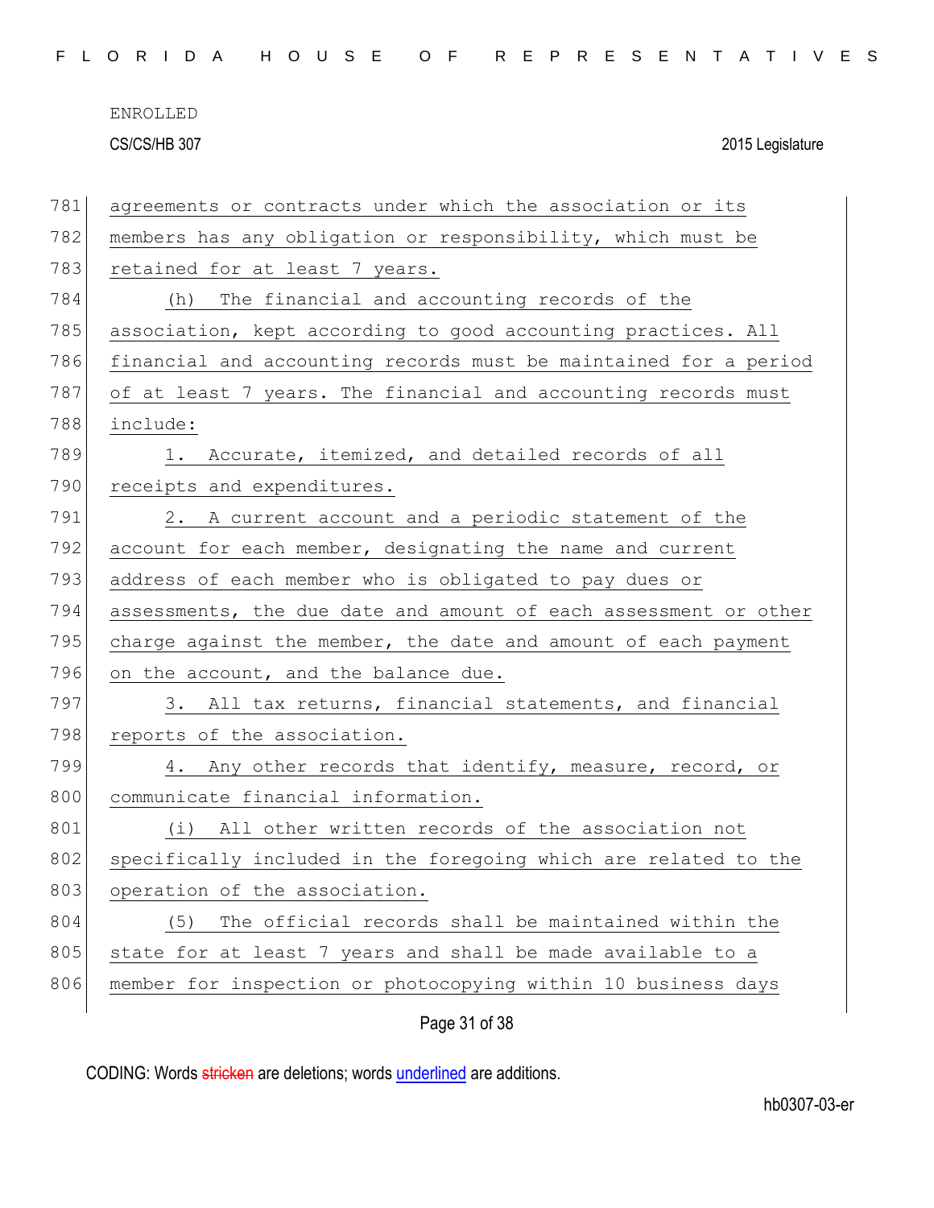agreements or contracts under which the association or its members has any obligation or responsibility, which must be retained for at least 7 years.

(h) The financial and accounting records of the association, kept according to good accounting practices. All financial and accounting records must be maintained for a period of at least 7 years. The financial and accounting records must include:

1. Accurate, itemized, and detailed records of all receipts and expenditures.

2. A current account and a periodic statement of the account for each member, designating the name and current address of each member who is obligated to pay dues or assessments, the due date and amount of each assessment or other charge against the member, the date and amount of each payment on the account, and the balance due.

3. All tax returns, financial statements, and financial reports of the association.

4. Any other records that identify, measure, record, or communicate financial information.

(i) All other written records of the association not specifically included in the foregoing which are related to the operation of the association.

(5) The official records shall be maintained within the state for at least 7 years and shall be made available to a member for inspection or photocopying within 10 business days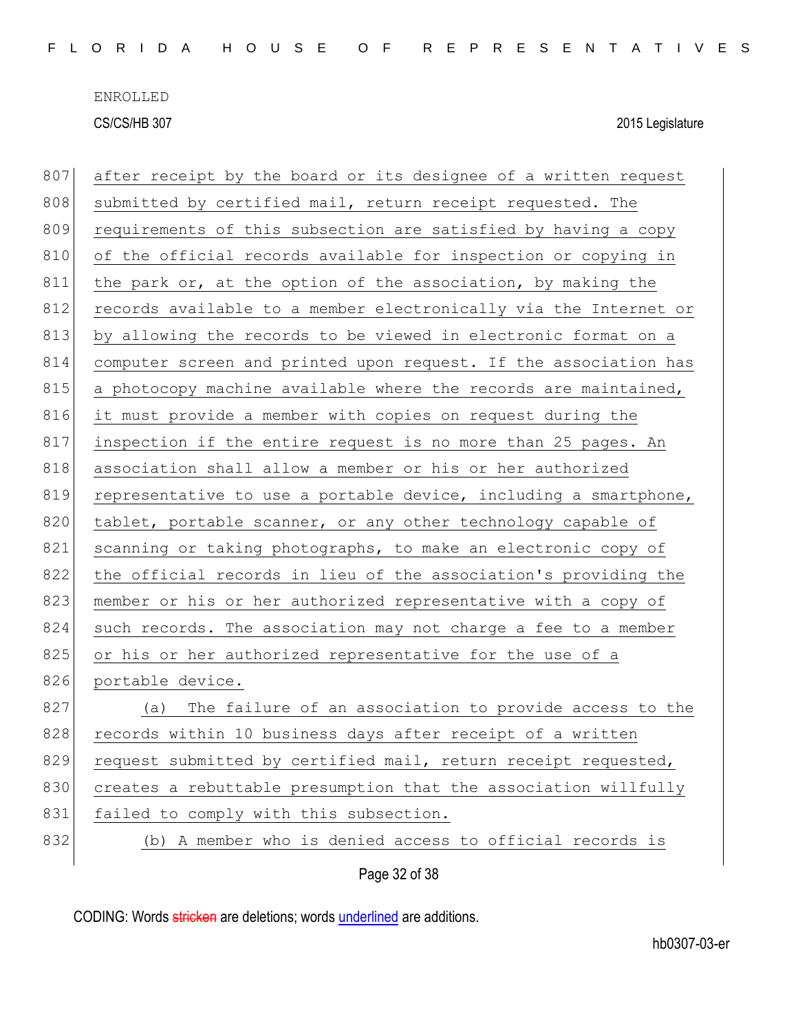after receipt by the board or its designee of a written request submitted by certified mail, return receipt requested. The requirements of this subsection are satisfied by having a copy of the official records available for inspection or copying in the park or, at the option of the association, by making the records available to a member electronically via the Internet or by allowing the records to be viewed in electronic format on a computer screen and printed upon request. If the association has a photocopy machine available where the records are maintained, it must provide a member with copies on request during the inspection if the entire request is no more than 25 pages. An association shall allow a member or his or her authorized representative to use a portable device, including a smartphone, tablet, portable scanner, or any other technology capable of scanning or taking photographs, to make an electronic copy of the official records in lieu of the association's providing the member or his or her authorized representative with a copy of such records. The association may not charge a fee to a member or his or her authorized representative for the use of a portable device.

(a) The failure of an association to provide access to the records within 10 business days after receipt of a written request submitted by certified mail, return receipt requested, creates a rebuttable presumption that the association willfully failed to comply with this subsection.

(b) A member who is denied access to official records is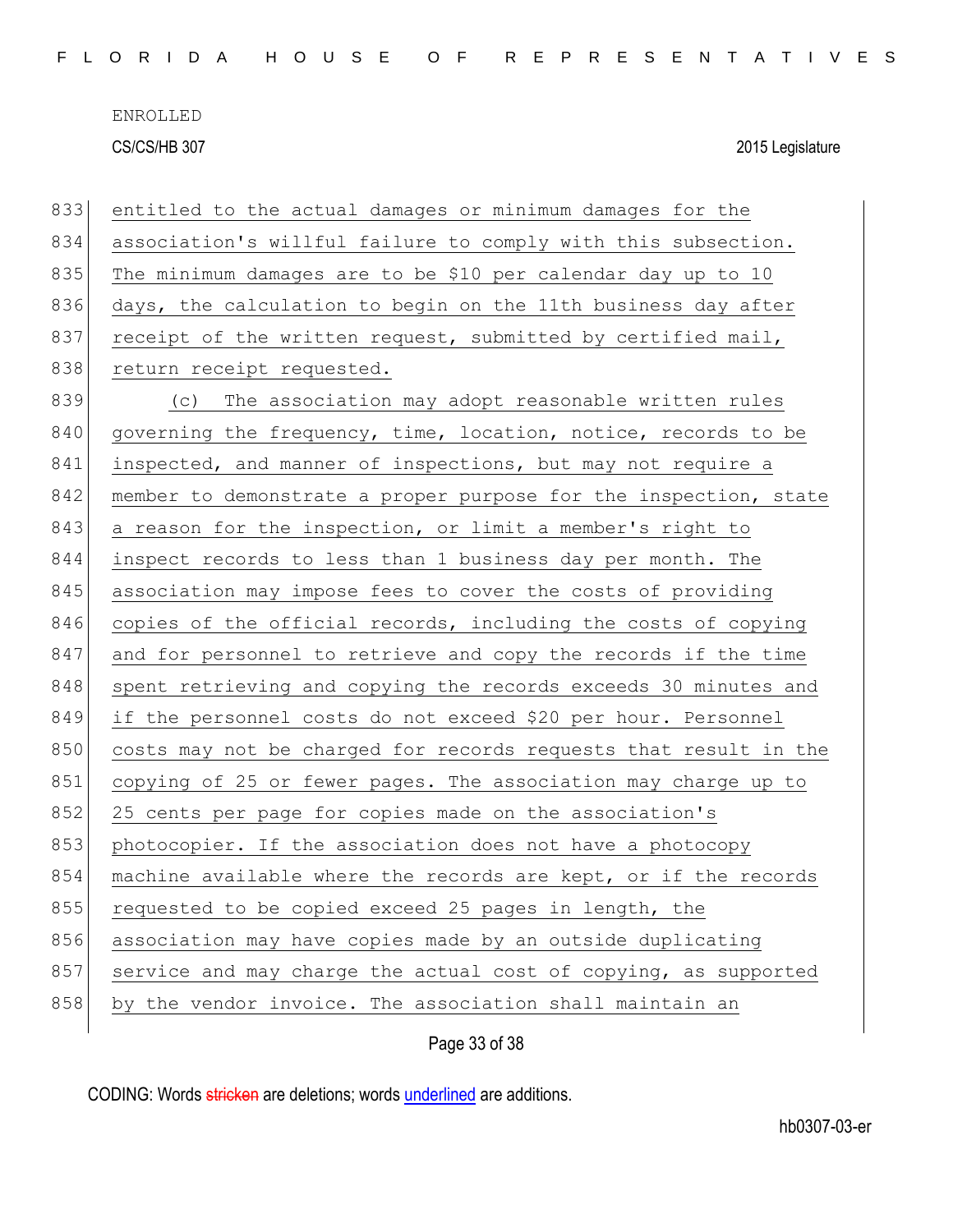entitled to the actual damages or minimum damages for the association's willful failure to comply with this subsection. The minimum damages are to be $10 per calendar day up to 10 days, the calculation to begin on the 11th business day after receipt of the written request, submitted by certified mail, return receipt requested.

(c) The association may adopt reasonable written rules governing the frequency, time, location, notice, records to be inspected, and manner of inspections, but may not require a member to demonstrate a proper purpose for the inspection, state a reason for the inspection, or limit a member's right to inspect records to less than 1 business day per month. The association may impose fees to cover the costs of providing copies of the official records, including the costs of copying and for personnel to retrieve and copy the records if the time spent retrieving and copying the records exceeds 30 minutes and if the personnel costs do not exceed $20 per hour. Personnel costs may not be charged for records requests that result in the copying of 25 or fewer pages. The association may charge up to 25 cents per page for copies made on the association's photocopier. If the association does not have a photocopy machine available where the records are kept, or if the records requested to be copied exceed 25 pages in length, the association may have copies made by an outside duplicating service and may charge the actual cost of copying, as supported by the vendor invoice. The association shall maintain an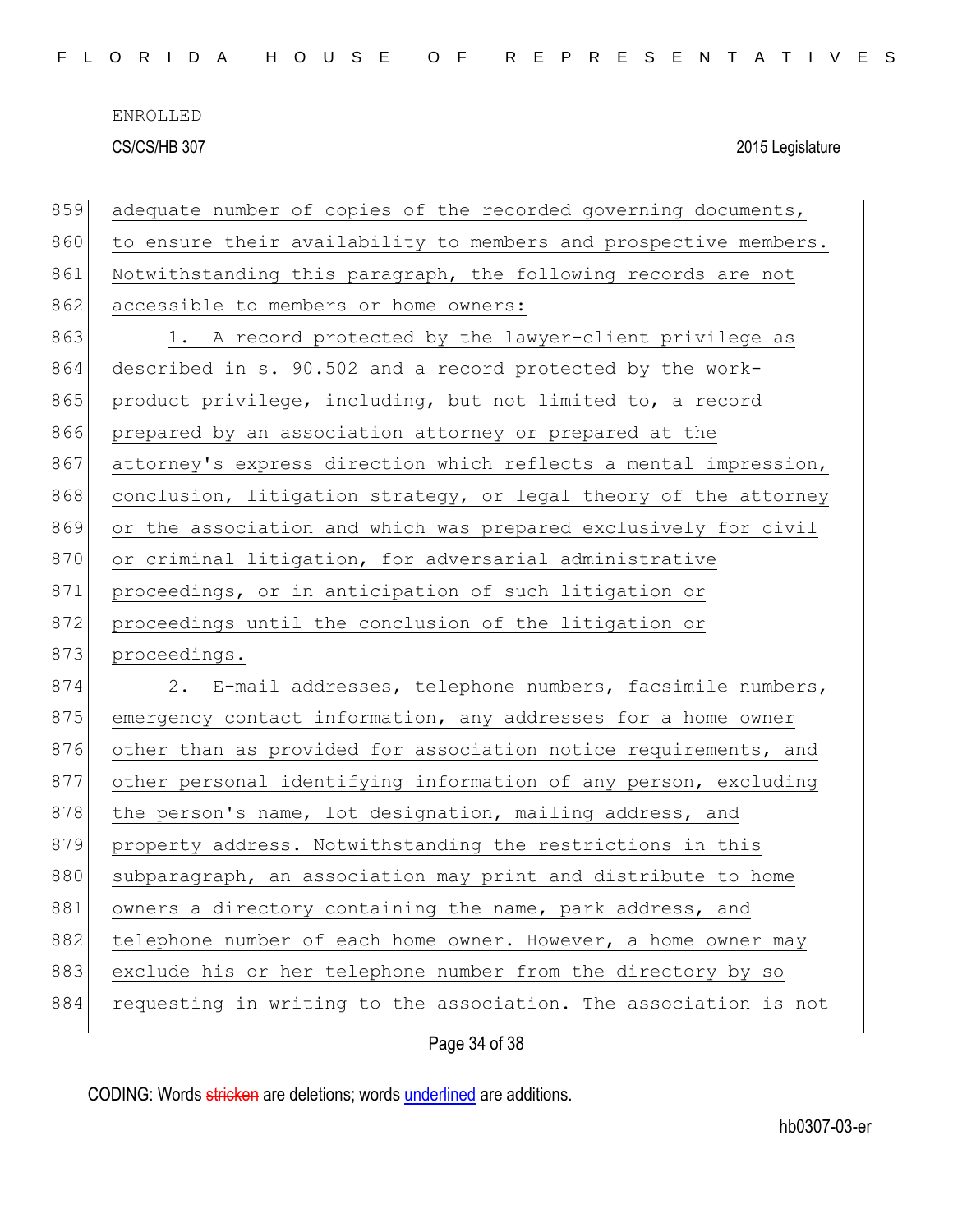adequate number of copies of the recorded governing documents, to ensure their availability to members and prospective members. Notwithstanding this paragraph, the following records are not accessible to members or home owners:

1. A record protected by the lawyer-client privilege as described in s. 90.502 and a record protected by the work-product privilege, including, but not limited to, a record prepared by an association attorney or prepared at the attorney's express direction which reflects a mental impression, conclusion, litigation strategy, or legal theory of the attorney or the association and which was prepared exclusively for civil or criminal litigation, for adversarial administrative proceedings, or in anticipation of such litigation or proceedings until the conclusion of the litigation or proceedings.

2. E-mail addresses, telephone numbers, facsimile numbers, emergency contact information, any addresses for a home owner other than as provided for association notice requirements, and other personal identifying information of any person, excluding the person's name, lot designation, mailing address, and property address. Notwithstanding the restrictions in this subparagraph, an association may print and distribute to home owners a directory containing the name, park address, and telephone number of each home owner. However, a home owner may exclude his or her telephone number from the directory by so requesting in writing to the association. The association is not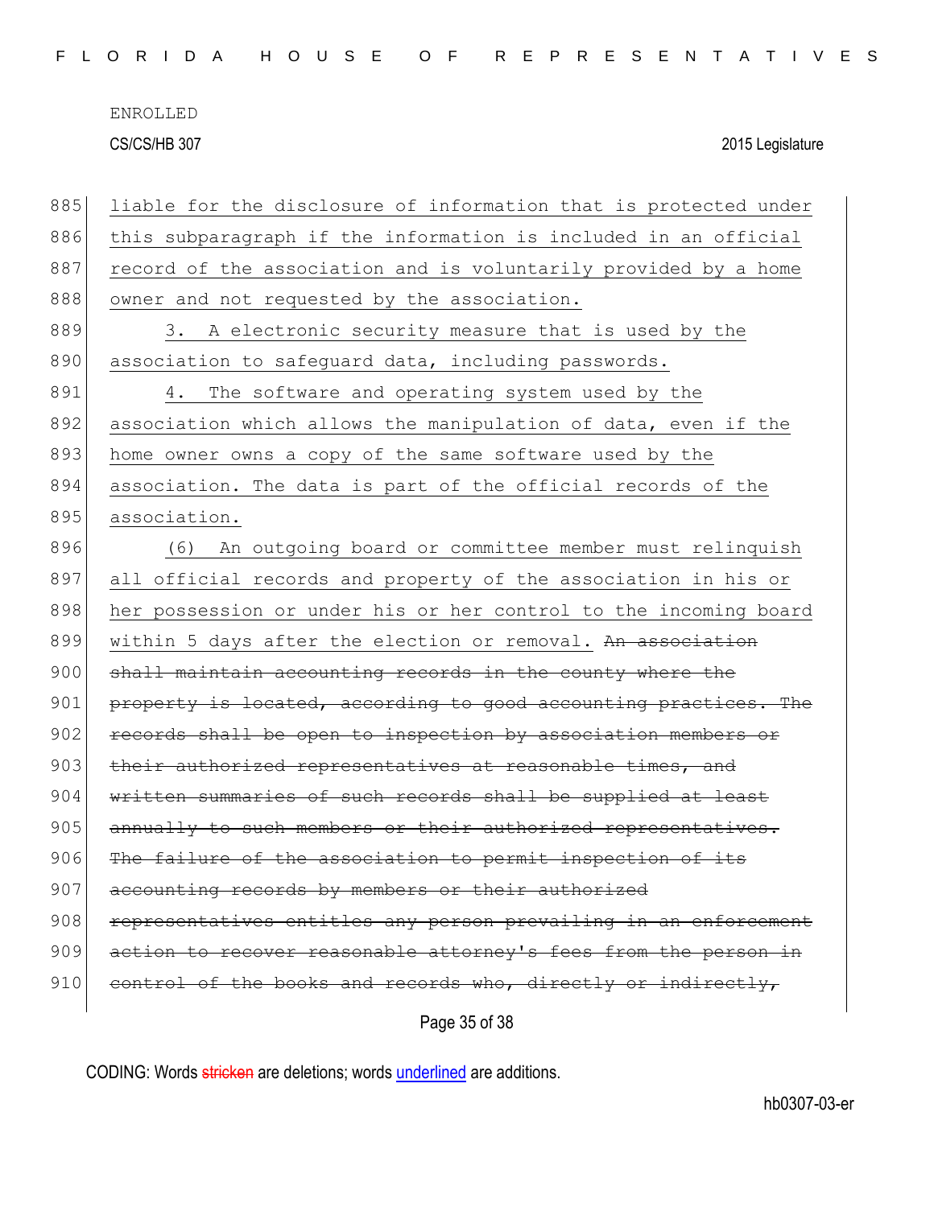ENROLLED

CS/CS/HB 307 2015 Legislature

885 liable for the disclosure of information that is protected under
886 this subparagraph if the information is included in an official
887 record of the association and is voluntarily provided by a home
888 owner and not requested by the association.

889 3. A electronic security measure that is used by the
890 association to safeguard data, including passwords.

891 4. The software and operating system used by the
892 association which allows the manipulation of data, even if the
893 home owner owns a copy of the same software used by the
894 association. The data is part of the official records of the
895 association.

896 (6) An outgoing board or committee member must relinquish
897 all official records and property of the association in his or
898 her possession or under his or her control to the incoming board
899 within 5 days after the election or removal. ~~An association~~
900 ~~shall maintain accounting records in the county where the~~
901 ~~property is located, according to good accounting practices. The~~
902 ~~records shall be open to inspection by association members or~~
903 ~~their authorized representatives at reasonable times, and~~
904 ~~written summaries of such records shall be supplied at least~~
905 ~~annually to such members or their authorized representatives.~~
906 ~~The failure of the association to permit inspection of its~~
907 ~~accounting records by members or their authorized~~
908 ~~representatives entitles any person prevailing in an enforcement~~
909 ~~action to recover reasonable attorney's fees from the person in~~
910 ~~control of the books and records who, directly or indirectly,~~

CODING: Words ~~stricken~~ are deletions; words underlined are additions.

hb0307-03-er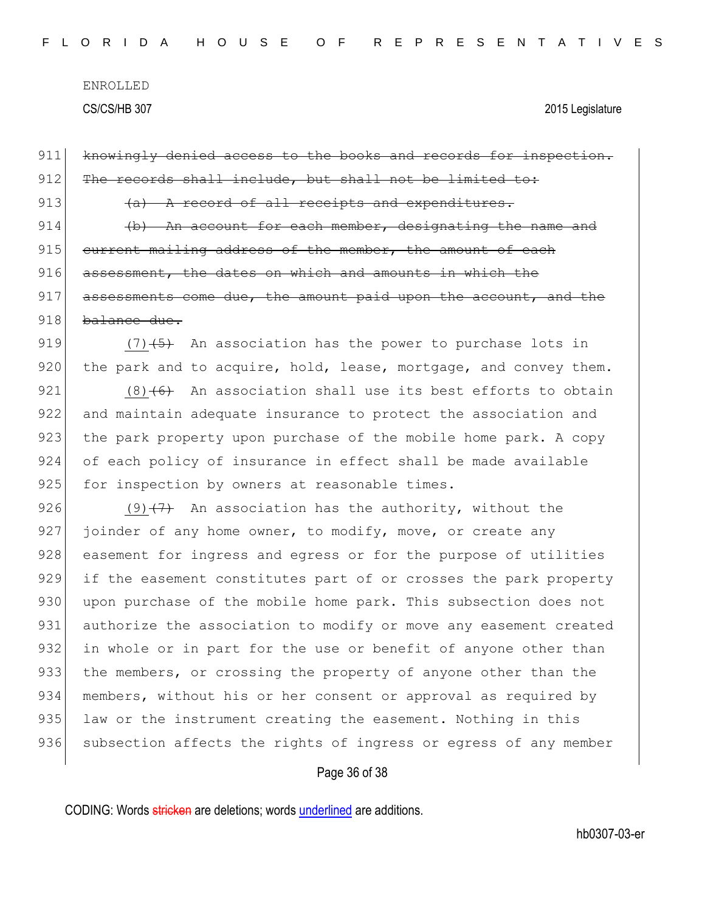~~knowingly denied access to the books and records for inspection. The records shall include, but shall not be limited to:~~

~~(a) A record of all receipts and expenditures.~~

~~(b) An account for each member, designating the name and current mailing address of the member, the amount of each assessment, the dates on which and amounts in which the assessments come due, the amount paid upon the account, and the balance due.~~

<u>(7)</u>~~(5)~~ An association has the power to purchase lots in the park and to acquire, hold, lease, mortgage, and convey them.

<u>(8)</u>~~(6)~~ An association shall use its best efforts to obtain and maintain adequate insurance to protect the association and the park property upon purchase of the mobile home park. A copy of each policy of insurance in effect shall be made available for inspection by owners at reasonable times.

<u>(9)</u>~~(7)~~ An association has the authority, without the joinder of any home owner, to modify, move, or create any easement for ingress and egress or for the purpose of utilities if the easement constitutes part of or crosses the park property upon purchase of the mobile home park. This subsection does not authorize the association to modify or move any easement created in whole or in part for the use or benefit of anyone other than the members, or crossing the property of anyone other than the members, without his or her consent or approval as required by law or the instrument creating the easement. Nothing in this subsection affects the rights of ingress or egress of any member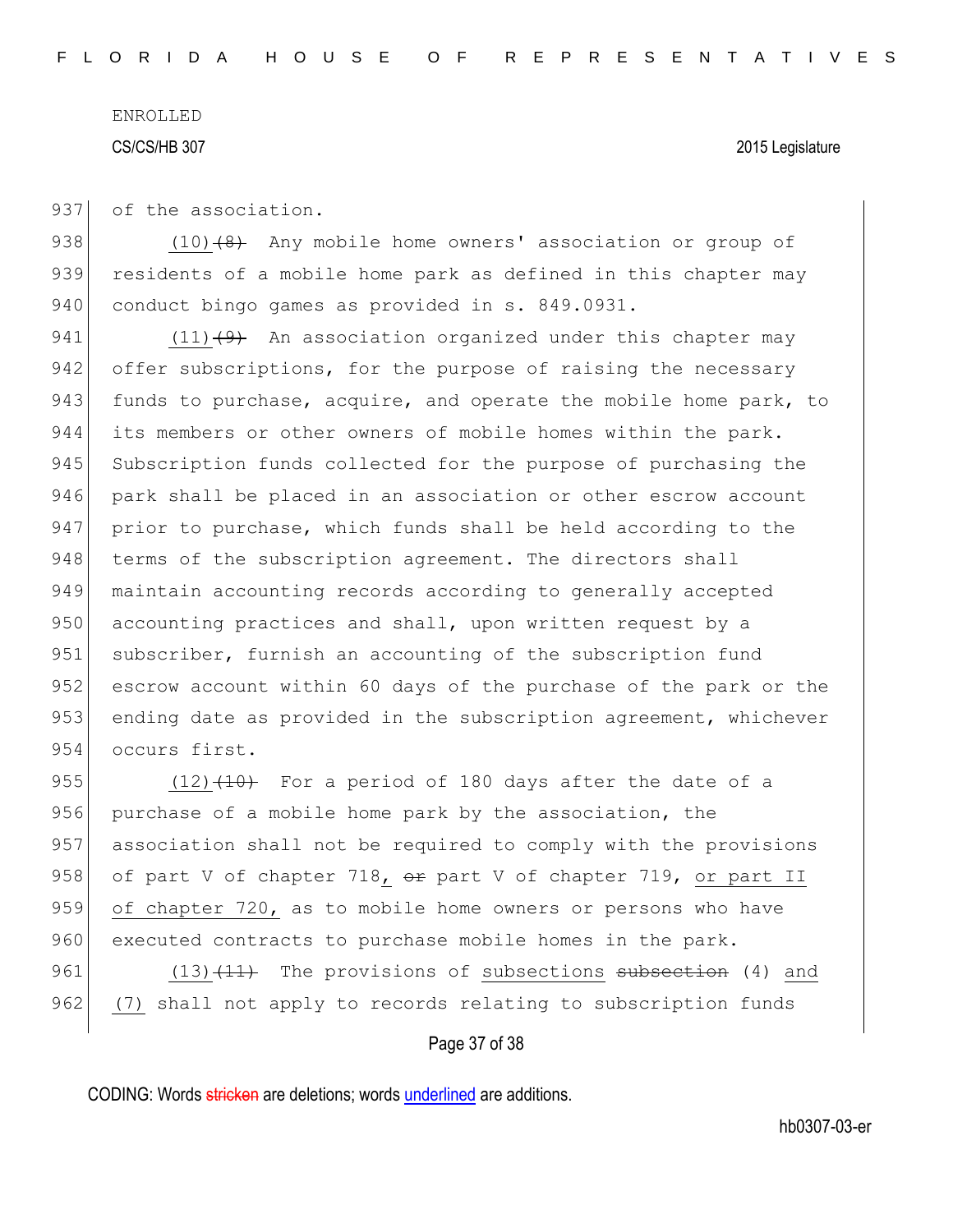937 of the association.

938 (10)(8) Any mobile home owners' association or group of
939 residents of a mobile home park as defined in this chapter may
940 conduct bingo games as provided in s. 849.0931.

941 (11)(9) An association organized under this chapter may
942 offer subscriptions, for the purpose of raising the necessary
943 funds to purchase, acquire, and operate the mobile home park, to
944 its members or other owners of mobile homes within the park.
945 Subscription funds collected for the purpose of purchasing the
946 park shall be placed in an association or other escrow account
947 prior to purchase, which funds shall be held according to the
948 terms of the subscription agreement. The directors shall
949 maintain accounting records according to generally accepted
950 accounting practices and shall, upon written request by a
951 subscriber, furnish an accounting of the subscription fund
952 escrow account within 60 days of the purchase of the park or the
953 ending date as provided in the subscription agreement, whichever
954 occurs first.

955 (12)(10) For a period of 180 days after the date of a
956 purchase of a mobile home park by the association, the
957 association shall not be required to comply with the provisions
958 of part V of chapter 718, ~~or~~ part V of chapter 719, or part II
959 of chapter 720, as to mobile home owners or persons who have
960 executed contracts to purchase mobile homes in the park.

961 (13)(11) The provisions of subsections ~~subsection~~ (4) and
962 (7) shall not apply to records relating to subscription funds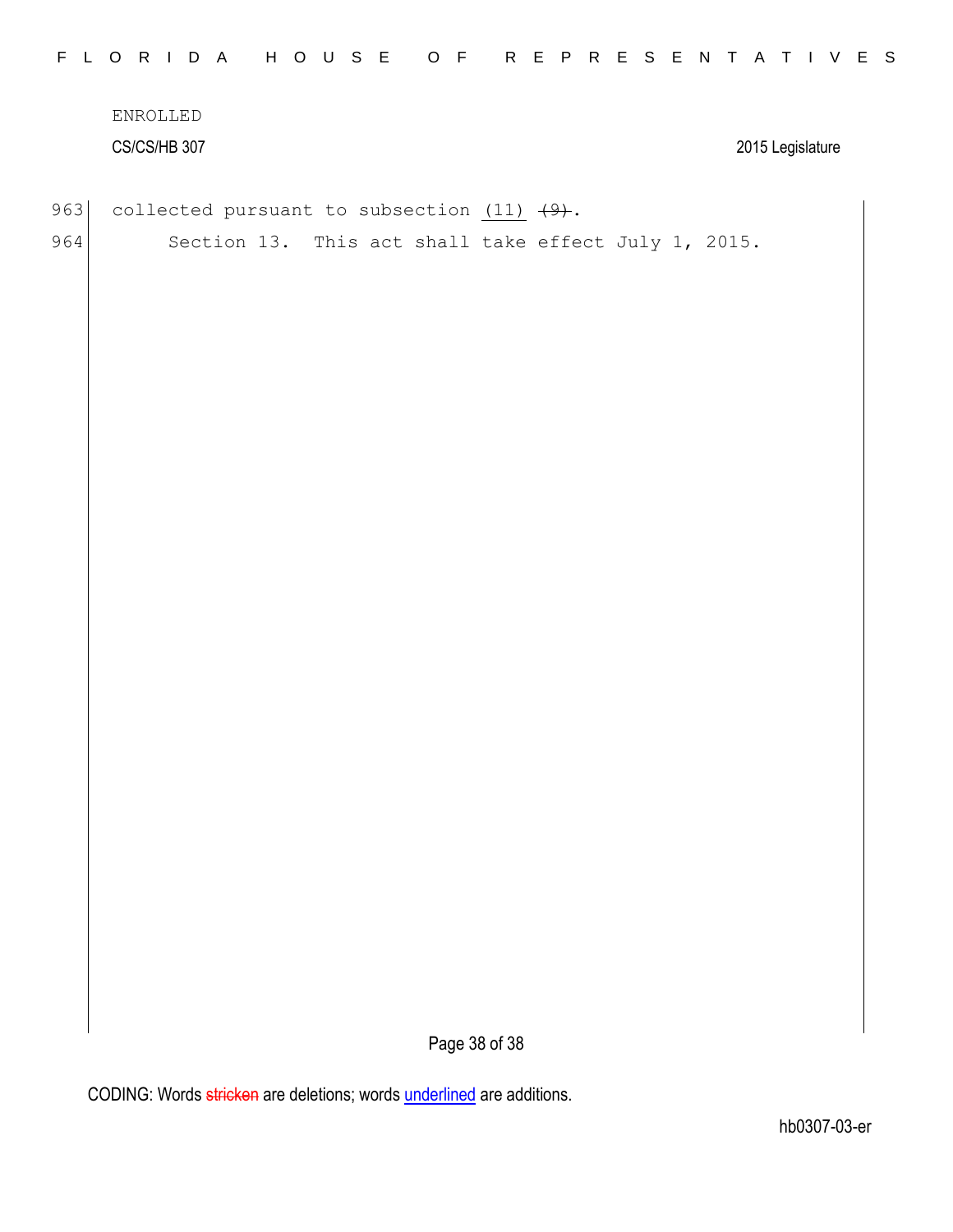963 collected pursuant to subsection (11) ~~(9)~~.

964 Section 13. This act shall take effect July 1, 2015.